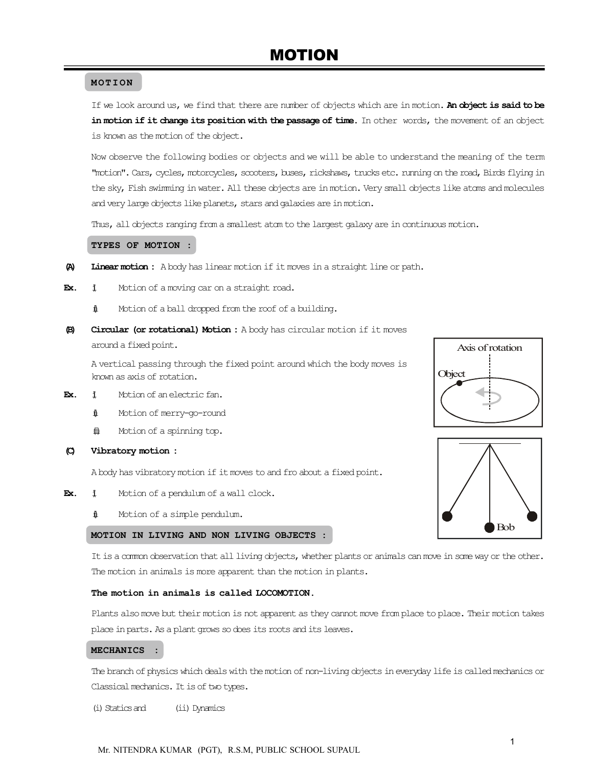# MOTION

## MOTION

If we look around us, we find that there are number of objects which are in motion. **An object is said to be in motion if it change its position with the passage of time**. In other words, the movement of an object is known as the motion of the object.

Now observe the following bodies or objects and we will be able to understand the meaning of the term "motion". Cars, cycles, motorcycles, scooters, buses, rickshaws, trucks etc. running on the road, Birds flying in the sky, Fish swimming in water. All these objects are in motion. Very small objects like atoms and molecules and very large objects like planets, stars and galaxies are in motion.

Thus, all objects ranging from a smallest atom to the largest galaxy are in continuous motion.

## TYPES OF MOTION :

**(A) Linear motion :** A body has linear motion if it moves in a straight line or path.

**Ex.** (i) Motion of a moving car on a straight road.

(ii) Motion of a ball dropped from the roof of a building.

**(B) Circular (or rotational) Motion :** A body has circular motion if it moves around a fixed point.

A vertical passing through the fixed point around which the body moves is known as axis of rotation.

Axis of rotation

Object

**Ex.** (i) Motion of an electric fan.

(ii) Motion of merry-go-round

(iii) Motion of a spinning top.

**(C) Vibratory motion :**

A body has vibratory motion if it moves to and fro about a fixed point.

**Ex.** (i) Motion of a pendulum of a wall clock.

(ii) Motion of a simple pendulum.

Bob

## MOTION IN LIVING AND NON LIVING OBJECTS :

It is a common observation that all living objects, whether plants or animals can move in some way or the other. The motion in animals is more apparent than the motion in plants.

**The motion in animals is called LOCOMOTION.**

Plants also move but their motion is not apparent as they cannot move from place to place. Their motion takes place in parts. As a plant grows so does its roots and its leaves.

## MECHANICS :

The branch of physics which deals with the motion of non-living objects in everyday life is called mechanics or Classical mechanics. It is of two types.

(i) Statics and (ii) Dynamics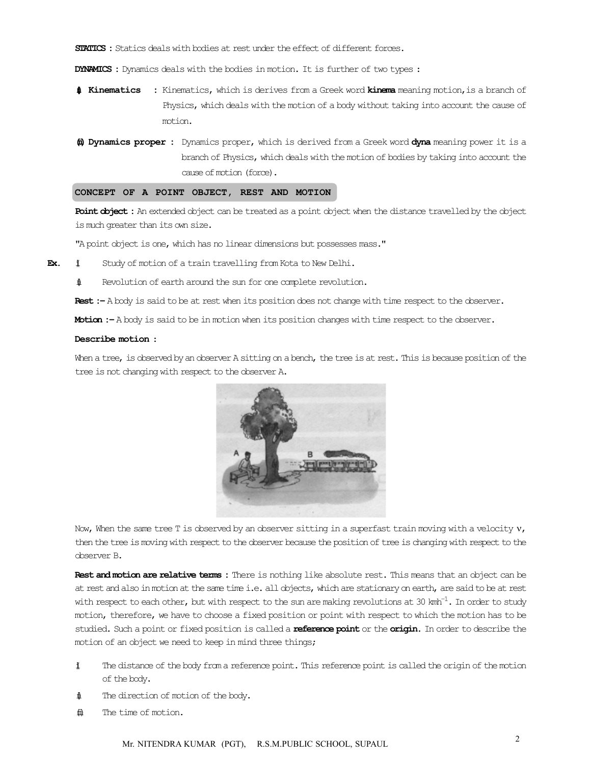**STATICS :** Statics deals with bodies at rest under the effect of different forces.

**DYNAMICS :** Dynamics deals with the bodies in motion. It is further of two types :

(i) **Kinematics** : Kinematics, which is derives from a Greek word **kinema** meaning motion, is a branch of Physics, which deals with the motion of a body without taking into account the cause of motion.

(ii) **Dynamics proper :** Dynamics proper, which is derived from a Greek word **dyna** meaning power it is a branch of Physics, which deals with the motion of bodies by taking into account the cause of motion (force).

## CONCEPT OF A POINT OBJECT, REST AND MOTION

**Point object :** An extended object can be treated as a point object when the distance travelled by the object is much greater than its own size.

"A point object is one, which has no linear dimensions but possesses mass."

**Ex.**
(i) Study of motion of a train travelling from Kota to New Delhi.

(ii) Revolution of earth around the sun for one complete revolution.

**Rest :–** A body is said to be at rest when its position does not change with time respect to the observer.

**Motion :–** A body is said to be in motion when its position changes with time respect to the observer.

**Describe motion :**

When a tree, is observed by an observer A sitting on a bench, the tree is at rest. This is because position of the tree is not changing with respect to the observer A.

Now, When the same tree T is observed by an observer sitting in a superfast train moving with a velocity v, then the tree is moving with respect to the observer because the position of tree is changing with respect to the observer B.

**Rest and motion are relative terms :** There is nothing like absolute rest. This means that an object can be at rest and also in motion at the same time i.e. all objects, which are stationary on earth, are said to be at rest with respect to each other, but with respect to the sun are making revolutions at 30 $kmh^{-1}$. In order to study motion, therefore, we have to choose a fixed position or point with respect to which the motion has to be studied. Such a point or fixed position is called a **reference point** or the **origin**. In order to describe the motion of an object we need to keep in mind three things;

(i) The distance of the body from a reference point. This reference point is called the origin of the motion of the body.

(ii) The direction of motion of the body.

(iii) The time of motion.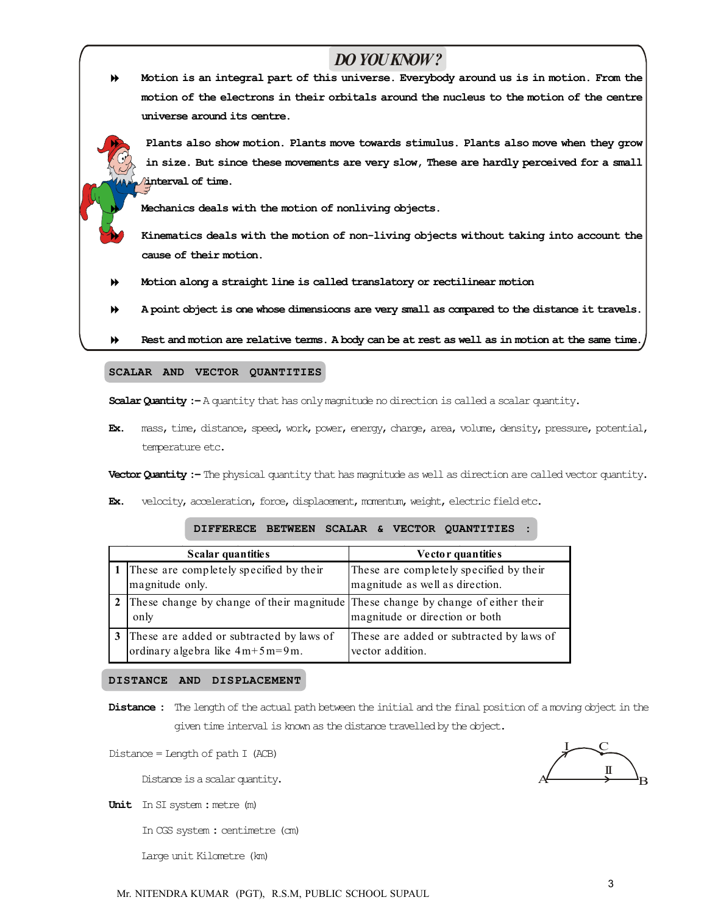## DO YOU KNOW ?

- Motion is an integral part of this universe. Everybody around us is in motion. From the motion of the electrons in their orbitals around the nucleus to the motion of the centre universe around its centre.
- Plants also show motion. Plants move towards stimulus. Plants also move when they grow in size. But since these movements are very slow, These are hardly perceived for a small interval of time.
- Mechanics deals with the motion of nonliving objects.
- Kinematics deals with the motion of non-living objects without taking into account the cause of their motion.
- Motion along a straight line is called translatory or rectilinear motion
- A point object is one whose dimensioons are very small as compared to the distance it travels.
- Rest and motion are relative terms. A body can be at rest as well as in motion at the same time.

## SCALAR AND VECTOR QUANTITIES

**Scalar Quantity :–** A quantity that has only magnitude no direction is called a scalar quantity.

**Ex.** mass, time, distance, speed, work, power, energy, charge, area, volume, density, pressure, potential, temperature etc.

**Vector Quantity :–** The physical quantity that has magnitude as well as direction are called vector quantity.

**Ex.** velocity, acceleration, force, displacement, momentum, weight, electric field etc.

### DIFFEREECE BETWEEN SCALAR & VECTOR QUANTITIES :

| | Scalar quantities | Vector quantities |
|---|---|---|
| 1 | These are completely specified by their magnitude only. | These are completely specified by their magnitude as well as direction. |
| 2 | These change by change of their magnitude only | These change by change of either their magnitude or direction or both |
| 3 | These are added or subtracted by laws of ordinary algebra like 4m+5m=9m. | These are added or subtracted by laws of vector addition. |

## DISTANCE AND DISPLACEMENT

**Distance :** The length of the actual path between the initial and the final position of a moving object in the given time interval is known as the distance travelled by the object.

Distance = Length of path I (ACB)

Distance is a scalar quantity.

**Unit** In SI system : metre (m)

In CGS system : centimetre (cm)

Large unit Kilometre (km)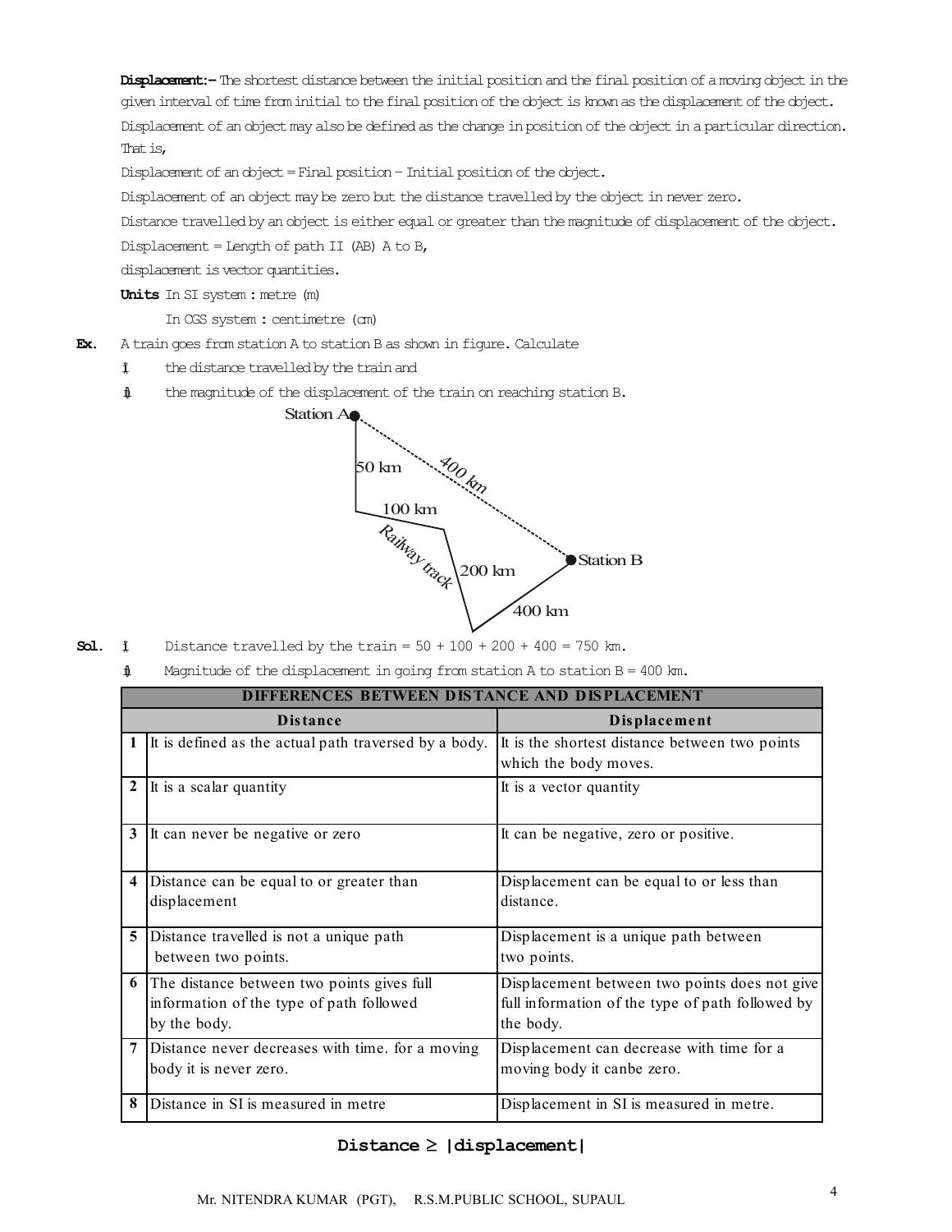**Displacement:–** The shortest distance between the initial position and the final position of a moving object in the given interval of time from initial to the final position of the object is known as the displacement of the object.

Displacement of an object may also be defined as the change in position of the object in a particular direction. That is,

Displacement of an object = Final position – Initial position of the object.

Displacement of an object may be zero but the distance travelled by the object in never zero.

Distance travelled by an object is either equal or greater than the magnitude of displacement of the object.

Displacement = Length of path II (AB) A to B,

displacement is vector quantities.

**Units** In SI system : metre (m)

In CGS system : centimetre (cm)

**Ex.** A train goes from station A to station B as shown in figure. Calculate

(i) the distance travelled by the train and

(ii) the magnitude of the displacement of the train on reaching station B.

Station A, 50 km, 100 km, Railway track, 200 km, 400 km, 400 km, Station B

**Sol.** (i) Distance travelled by the train = 50 + 100 + 200 + 400 = 750 km.

(ii) Magnitude of the displacement in going from station A to station B = 400 km.

| | **DIFFERENCES BETWEEN DISTANCE AND DISPLACEMENT** | |
|---|---|---|
| | **Distance** | **Displacement** |
| 1 | It is defined as the actual path traversed by a body. | It is the shortest distance between two points which the body moves. |
| 2 | It is a scalar quantity | It is a vector quantity |
| 3 | It can never be negative or zero | It can be negative, zero or positive. |
| 4 | Distance can be equal to or greater than displacement | Displacement can be equal to or less than distance. |
| 5 | Distance travelled is not a unique path between two points. | Displacement is a unique path between two points. |
| 6 | The distance between two points gives full information of the type of path followed by the body. | Displacement between two points does not give full information of the type of path followed by the body. |
| 7 | Distance never decreases with time. for a moving body it is never zero. | Displacement can decrease with time for a moving body it canbe zero. |
| 8 | Distance in SI is measured in metre | Displacement in SI is measured in metre. |

**Distance $\geq$ |displacement|**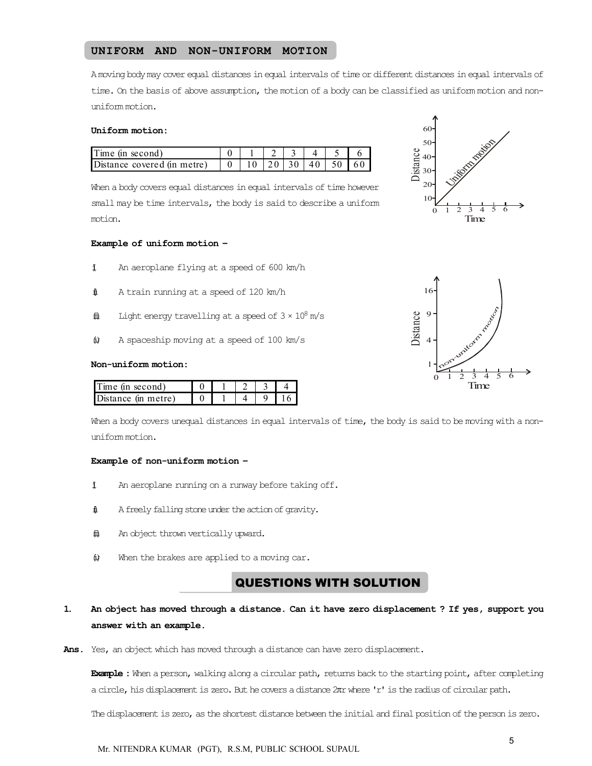## UNIFORM AND NON-UNIFORM MOTION

A moving body may cover equal distances in equal intervals of time or different distances in equal intervals of time. On the basis of above assumption, the motion of a body can be classified as uniform motion and non-uniform motion.

### Uniform motion:

| Time (in second) | 0 | 1 | 2 | 3 | 4 | 5 | 6 |
|---|---|---|---|---|---|---|---|
| Distance covered (in metre) | 0 | 10 | 20 | 30 | 40 | 50 | 60 |

When a body covers equal distances in equal intervals of time however small may be time intervals, the body is said to describe a uniform motion.

**Example of uniform motion –**

(i) An aeroplane flying at a speed of 600 km/h

(ii) A train running at a speed of 120 km/h

(iii) Light energy travelling at a speed of $3 \times 10^8$ m/s

(iv) A spaceship moving at a speed of 100 km/s

### Non-uniform motion:

| Time (in second) | 0 | 1 | 2 | 3 | 4 |
|---|---|---|---|---|---|
| Distance (in metre) | 0 | 1 | 4 | 9 | 16 |

When a body covers unequal distances in equal intervals of time, the body is said to be moving with a non-uniform motion.

**Example of non-uniform motion –**

(i) An aeroplane running on a runway before taking off.

(ii) A freely falling stone under the action of gravity.

(iii) An object thrown vertically upward.

(iv) When the brakes are applied to a moving car.

## QUESTIONS WITH SOLUTION

**1. An object has moved through a distance. Can it have zero displacement ? If yes, support you answer with an example.**

**Ans.** Yes, an object which has moved through a distance can have zero displacement.

**Example :** When a person, walking along a circular path, returns back to the starting point, after completing a circle, his displacement is zero. But he covers a distance $2\pi r$ where 'r' is the radius of circular path.

The displacement is zero, as the shortest distance between the initial and final position of the person is zero.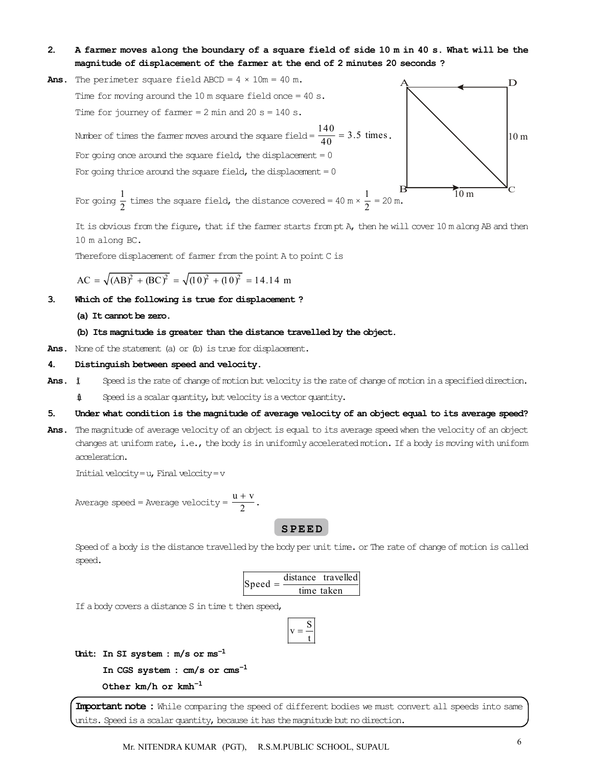**2. A farmer moves along the boundary of a square field of side 10 m in 40 s. What will be the magnitude of displacement of the farmer at the end of 2 minutes 20 seconds ?**

**Ans.** The perimeter square field ABCD = 4 × 10m = 40 m.

Time for moving around the 10 m square field once = 40 s.

Time for journey of farmer = 2 min and 20 s = 140 s.

Number of times the farmer moves around the square field = $\frac{140}{40} = 3.5$ times.

For going once around the square field, the displacement = 0

For going thrice around the square field, the displacement = 0

For going $\frac{1}{2}$ times the square field, the distance covered = 40 m × $\frac{1}{2}$ = 20 m.

It is obvious from the figure, that if the farmer starts from pt A, then he will cover 10 m along AB and then 10 m along BC.

Therefore displacement of farmer from the point A to point C is

$$AC = \sqrt{(AB)^2 + (BC)^2} = \sqrt{(10)^2 + (10)^2} = 14.14 \text{ m}$$

**3. Which of the following is true for displacement ?**

**(a) It cannot be zero.**

**(b) Its magnitude is greater than the distance travelled by the object.**

**Ans.** None of the statement (a) or (b) is true for displacement.

**4. Distinguish between speed and velocity.**

**Ans.**
- Speed is the rate of change of motion but velocity is the rate of change of motion in a specified direction.
- Speed is a scalar quantity, but velocity is a vector quantity.

**5. Under what condition is the magnitude of average velocity of an object equal to its average speed?**

**Ans.** The magnitude of average velocity of an object is equal to its average speed when the velocity of an object changes at uniform rate, i.e., the body is in uniformly accelerated motion. If a body is moving with uniform acceleration.

Initial velocity = u, Final velocity = v

Average speed = Average velocity = $\frac{u + v}{2}$.

## SPEED

Speed of a body is the distance travelled by the body per unit time. or The rate of change of motion is called speed.

$$\text{Speed} = \frac{\text{distance travelled}}{\text{time taken}}$$

If a body covers a distance S in time t then speed,

$$v = \frac{S}{t}$$

**Unit: In SI system : m/s or $ms^{-1}$**

**In CGS system : cm/s or $cms^{-1}$**

**Other km/h or $kmh^{-1}$**

**Important note :** While comparing the speed of different bodies we must convert all speeds into same units. Speed is a scalar quantity, because it has the magnitude but no direction.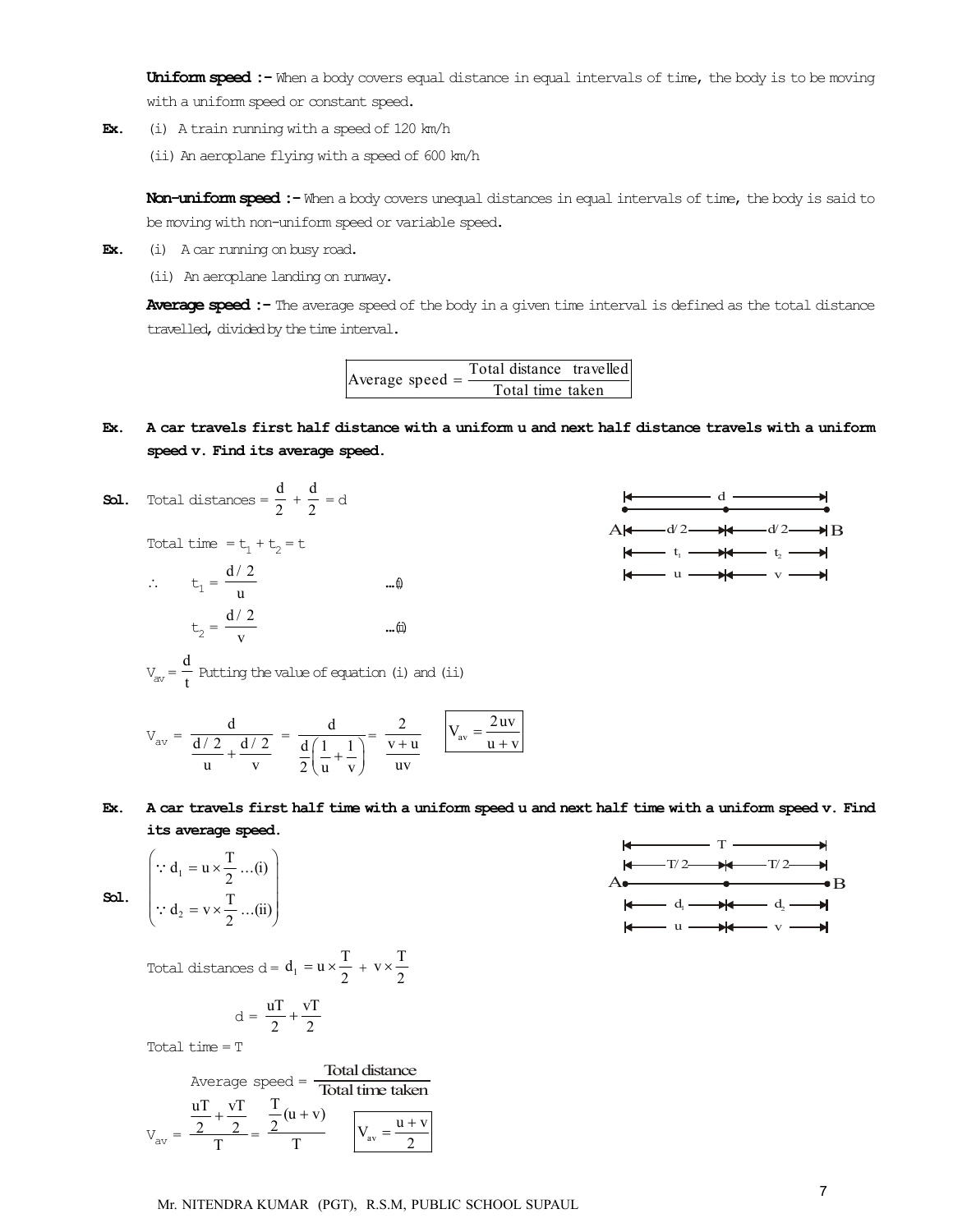**Uniform speed :-** When a body covers equal distance in equal intervals of time, the body is to be moving with a uniform speed or constant speed.

**Ex.** (i) A train running with a speed of 120 km/h

(ii) An aeroplane flying with a speed of 600 km/h

**Non-uniform speed :-** When a body covers unequal distances in equal intervals of time, the body is said to be moving with non-uniform speed or variable speed.

**Ex.** (i) A car running on busy road.

(ii) An aeroplane landing on runway.

**Average speed :-** The average speed of the body in a given time interval is defined as the total distance travelled, divided by the time interval.

$$\text{Average speed} = \frac{\text{Total distance travelled}}{\text{Total time taken}}$$

**Ex. A car travels first half distance with a uniform u and next half distance travels with a uniform speed v. Find its average speed.**

**Sol.** Total distances $= \frac{d}{2} + \frac{d}{2} = d$

Total time $= t_1 + t_2 = t$

$\therefore \quad t_1 = \frac{d/2}{u}$ ...(i)

$t_2 = \frac{d/2}{v}$ ...(ii)

$V_{av} = \frac{d}{t}$ Putting the value of equation (i) and (ii)

$$V_{av} = \frac{d}{\frac{d/2}{u} + \frac{d/2}{v}} = \frac{d}{\frac{d}{2}\left(\frac{1}{u} + \frac{1}{v}\right)} = \frac{2}{\frac{v+u}{uv}} \qquad \boxed{V_{av} = \frac{2uv}{u+v}}$$

**Ex. A car travels first half time with a uniform speed u and next half time with a uniform speed v. Find its average speed.**

**Sol.**
$$\left(\begin{array}{l} \because d_1 = u \times \frac{T}{2} \ldots\text{(i)} \\ \because d_2 = v \times \frac{T}{2} \ldots\text{(ii)} \end{array}\right)$$

Total distances $d = d_1 = u \times \frac{T}{2} + v \times \frac{T}{2}$

$$d = \frac{uT}{2} + \frac{vT}{2}$$

Total time = T

$$\text{Average speed} = \frac{\text{Total distance}}{\text{Total time taken}}$$

$$V_{av} = \frac{\frac{uT}{2} + \frac{vT}{2}}{T} = \frac{\frac{T}{2}(u+v)}{T} \qquad \boxed{V_{av} = \frac{u+v}{2}}$$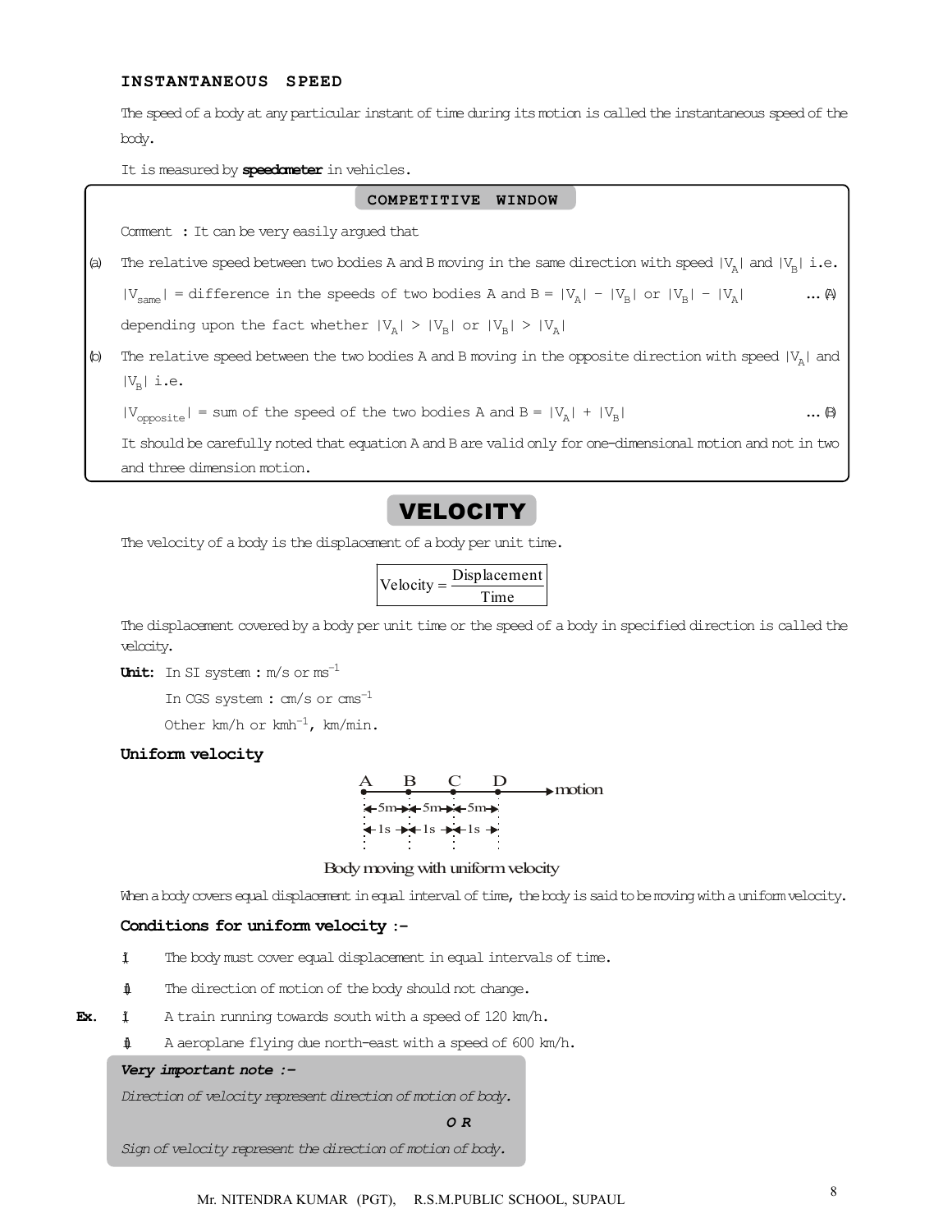### INSTANTANEOUS SPEED

The speed of a body at any particular instant of time during its motion is called the instantaneous speed of the body.

It is measured by **speedometer** in vehicles.

**COMPETITIVE WINDOW**

Comment : It can be very easily argued that

(a) The relative speed between two bodies A and B moving in the same direction with speed $|V_A|$ and $|V_B|$ i.e.

$|V_{same}|$ = difference in the speeds of two bodies A and B = $|V_A| - |V_B|$ or $|V_B| - |V_A|$ ... (A)

depending upon the fact whether $|V_A| > |V_B|$ or $|V_B| > |V_A|$

(b) The relative speed between the two bodies A and B moving in the opposite direction with speed $|V_A|$ and $|V_B|$ i.e.

$|V_{opposite}|$ = sum of the speed of the two bodies A and B = $|V_A| + |V_B|$ ... (B)

It should be carefully noted that equation A and B are valid only for one-dimensional motion and not in two and three dimension motion.

## VELOCITY

The velocity of a body is the displacement of a body per unit time.

$$\text{Velocity} = \frac{\text{Displacement}}{\text{Time}}$$

The displacement covered by a body per unit time or the speed of a body in specified direction is called the velocity.

**Unit:** In SI system : m/s or $ms^{-1}$

In CGS system : cm/s or $cms^{-1}$

Other km/h or $kmh^{-1}$, km/min.

### Uniform velocity

A B C D → motion; 5m, 5m, 5m; 1s, 1s, 1s

Body moving with uniform velocity

When a body covers equal displacement in equal interval of time, the body is said to be moving with a uniform velocity.

**Conditions for uniform velocity :-**

(i) The body must cover equal displacement in equal intervals of time.

(ii) The direction of motion of the body should not change.

**Ex.** (i) A train running towards south with a speed of 120 km/h.

(ii) A aeroplane flying due north-east with a speed of 600 km/h.

***Very important note :-***

*Direction of velocity represent direction of motion of body.*

***O R***

*Sign of velocity represent the direction of motion of body.*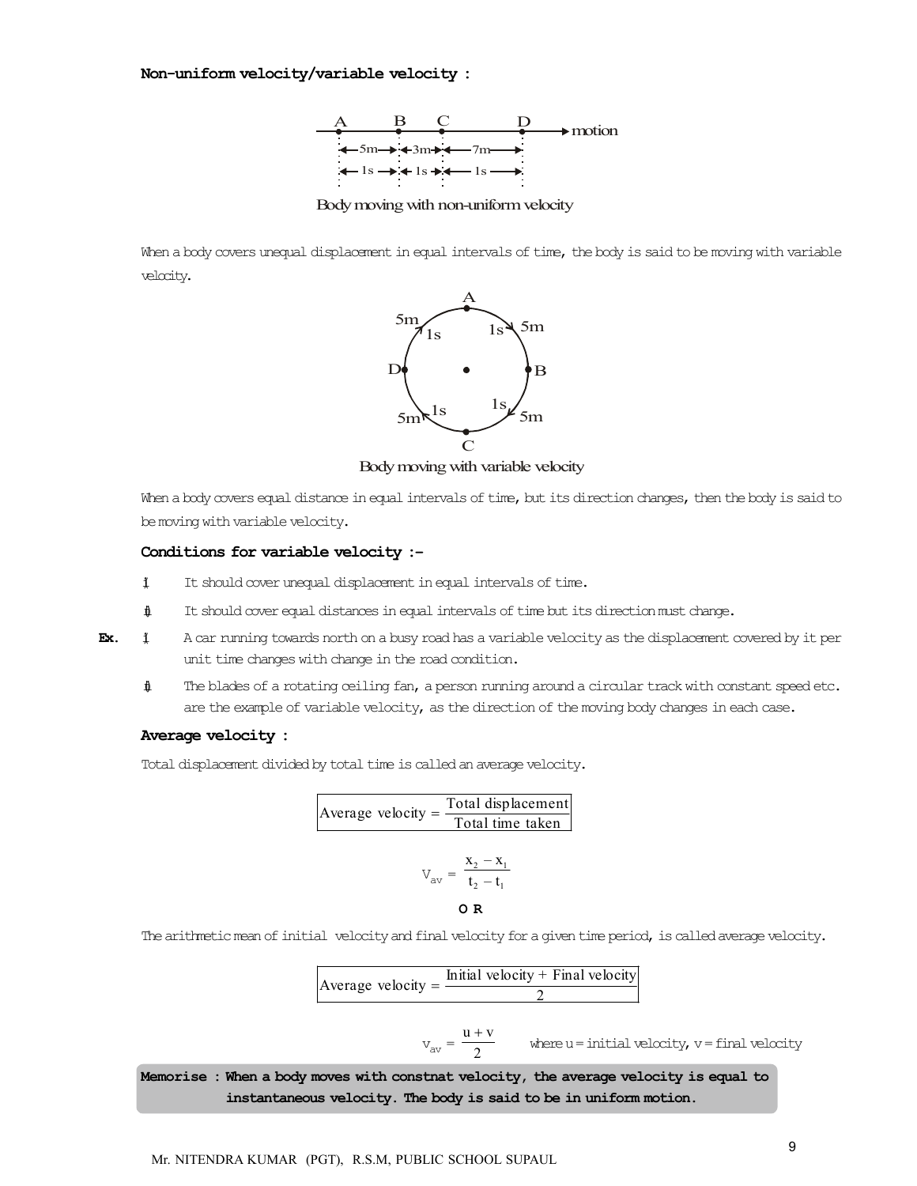**Non-uniform velocity/variable velocity :**

Body moving with non-uniform velocity

When a body covers unequal displacement in equal intervals of time, the body is said to be moving with variable velocity.

Body moving with variable velocity

When a body covers equal distance in equal intervals of time, but its direction changes, then the body is said to be moving with variable velocity.

**Conditions for variable velocity :-**

(i) It should cover unequal displacement in equal intervals of time.

(ii) It should cover equal distances in equal intervals of time but its direction must change.

**Ex.** (i) A car running towards north on a busy road has a variable velocity as the displacement covered by it per unit time changes with change in the road condition.

(ii) The blades of a rotating ceiling fan, a person running around a circular track with constant speed etc. are the example of variable velocity, as the direction of the moving body changes in each case.

**Average velocity :**

Total displacement divided by total time is called an average velocity.

$$\text{Average velocity} = \frac{\text{Total displacement}}{\text{Total time taken}}$$

$$V_{av} = \frac{x_2 - x_1}{t_2 - t_1}$$

**OR**

The arithmetic mean of initial velocity and final velocity for a given time period, is called average velocity.

$$\text{Average velocity} = \frac{\text{Initial velocity + Final velocity}}{2}$$

$$v_{av} = \frac{u + v}{2} \qquad \text{where u = initial velocity, v = final velocity}$$

**Memorise : When a body moves with constnat velocity, the average velocity is equal to instantaneous velocity. The body is said to be in uniform motion.**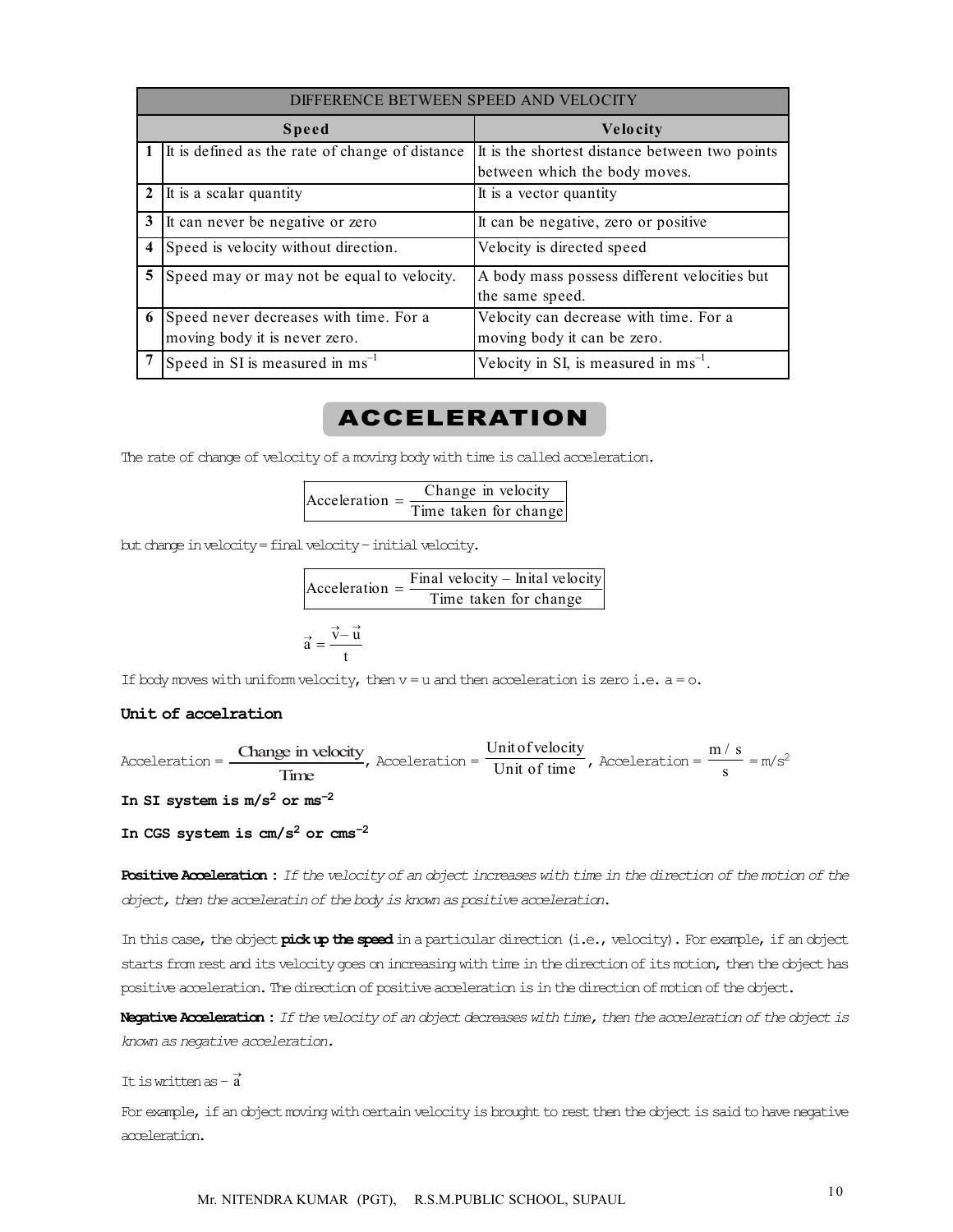| DIFFERENCE BETWEEN SPEED AND VELOCITY | | |
|---|---|---|
| | **Speed** | **Velocity** |
| **1** | It is defined as the rate of change of distance | It is the shortest distance between two points between which the body moves. |
| **2** | It is a scalar quantity | It is a vector quantity |
| **3** | It can never be negative or zero | It can be negative, zero or positive |
| **4** | Speed is velocity without direction. | Velocity is directed speed |
| **5** | Speed may or may not be equal to velocity. | A body mass possess different velocities but the same speed. |
| **6** | Speed never decreases with time. For a moving body it is never zero. | Velocity can decrease with time. For a moving body it can be zero. |
| **7** | Speed in SI is measured in $ms^{-1}$ | Velocity in SI, is measured in $ms^{-1}$. |

# ACCELERATION

The rate of change of velocity of a moving body with time is called acceleration.

$$\text{Acceleration} = \frac{\text{Change in velocity}}{\text{Time taken for change}}$$

but change in velocity = final velocity – initial velocity.

$$\text{Acceleration} = \frac{\text{Final velocity – Inital velocity}}{\text{Time taken for change}}$$

$$\vec{a} = \frac{\vec{v} - \vec{u}}{t}$$

If body moves with uniform velocity, then v = u and then acceleration is zero i.e. a = o.

### Unit of accelration

$$\text{Acceleration} = \frac{\text{Change in velocity}}{\text{Time}}, \text{ Acceleration} = \frac{\text{Unit of velocity}}{\text{Unit of time}}, \text{ Acceleration} = \frac{m/s}{s} = m/s^2$$

**In SI system is $m/s^2$ or $ms^{-2}$**

**In CGS system is $cm/s^2$ or $cms^{-2}$**

**Positive Acceleration :** *If the velocity of an object increases with time in the direction of the motion of the object, then the acceleratin of the body is known as positive acceleration.*

In this case, the object **pick up the speed** in a particular direction (i.e., velocity). For example, if an object starts from rest and its velocity goes on increasing with time in the direction of its motion, then the object has positive acceleration. The direction of positive acceleration is in the direction of motion of the object.

**Negative Acceleration :** *If the velocity of an object decreases with time, then the acceleration of the object is known as negative acceleration.*

It is written as $-\vec{a}$

For example, if an object moving with certain velocity is brought to rest then the object is said to have negative acceleration.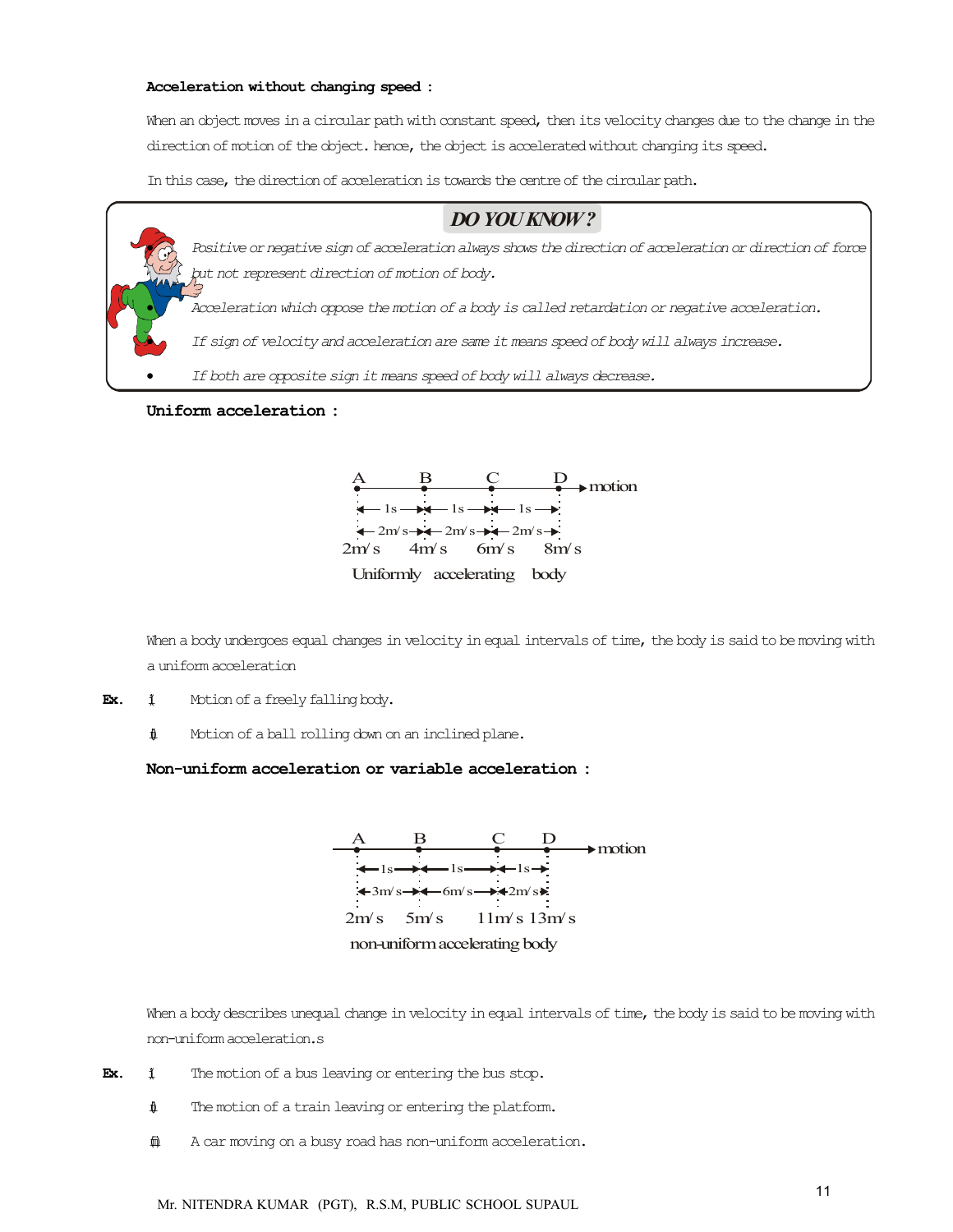**Acceleration without changing speed :**

When an object moves in a circular path with constant speed, then its velocity changes due to the change in the direction of motion of the object. hence, the object is accelerated without changing its speed.

In this case, the direction of acceleration is towards the centre of the circular path.

## DO YOU KNOW ?

- *Positive or negative sign of acceleration always shows the direction of acceleration or direction of force but not represent direction of motion of body.*
- *Acceleration which oppose the motion of a body is called retardation or negative acceleration.*
- *If sign of velocity and acceleration are same it means speed of body will always increase.*
- *If both are opposite sign it means speed of body will always decrease.*

**Uniform acceleration :**

A B C D → motion

← 1s → ← 1s → ← 1s →

← 2m/s → ← 2m/s → ← 2m/s →

2m/s 4m/s 6m/s 8m/s

Uniformly accelerating body

When a body undergoes equal changes in velocity in equal intervals of time, the body is said to be moving with a uniform acceleration

**Ex.** (i) Motion of a freely falling body.

(ii) Motion of a ball rolling down on an inclined plane.

**Non-uniform acceleration or variable acceleration :**

A B C D → motion

← 1s → ← 1s → ← 1s →

← 3m/s → ← 6m/s → ← 2m/s →

2m/s 5m/s 11m/s 13m/s

non-uniform accelerating body

When a body describes unequal change in velocity in equal intervals of time, the body is said to be moving with non-uniform acceleration.s

**Ex.** (i) The motion of a bus leaving or entering the bus stop.

(ii) The motion of a train leaving or entering the platform.

(iii) A car moving on a busy road has non-uniform acceleration.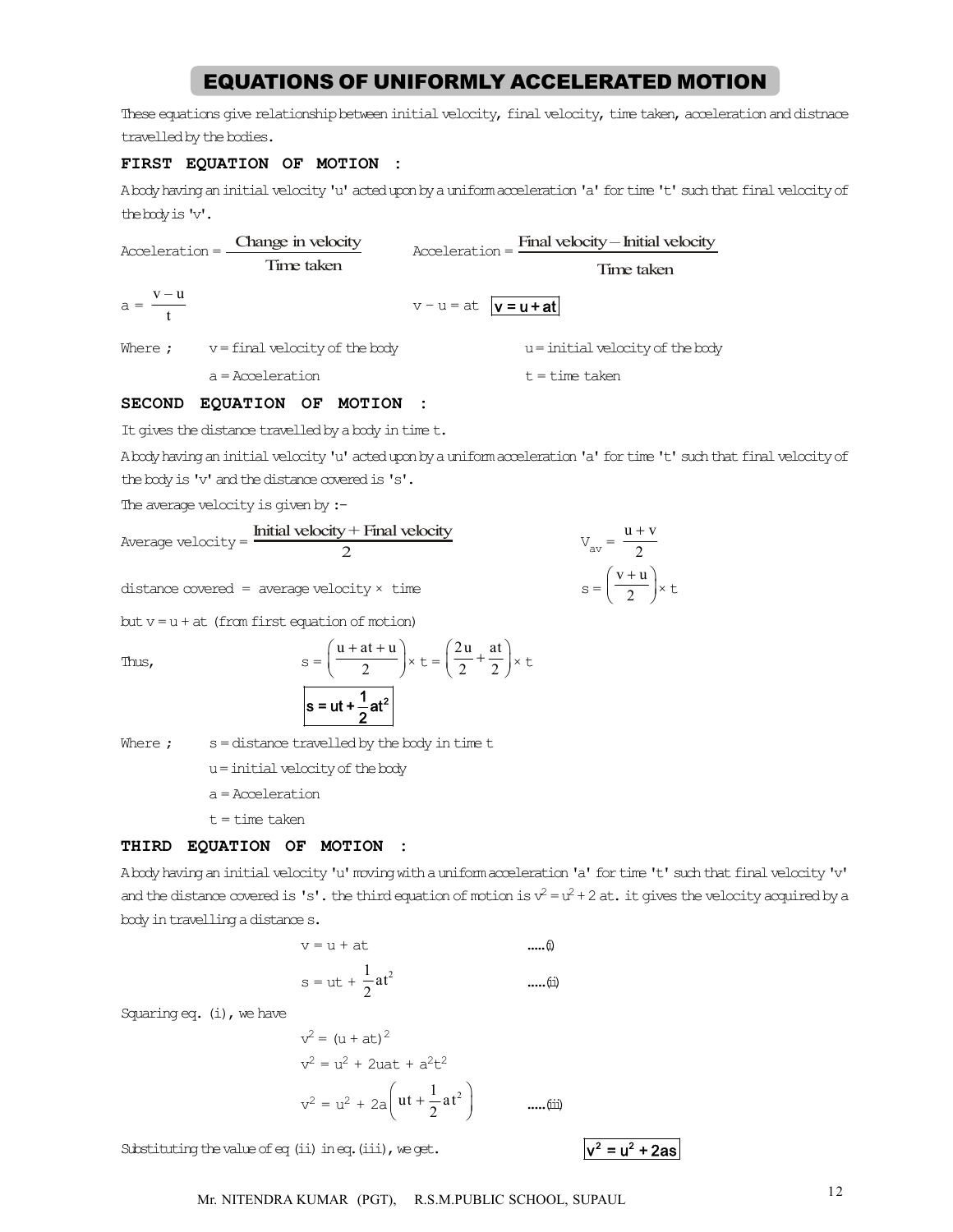# EQUATIONS OF UNIFORMLY ACCELERATED MOTION

These equations give relationship between initial velocity, final velocity, time taken, acceleration and distnace travelled by the bodies.

## FIRST EQUATION OF MOTION :

A body having an initial velocity 'u' acted upon by a uniform acceleration 'a' for time 't' such that final velocity of the body is 'v'.

$$\text{Acceleration} = \frac{\text{Change in velocity}}{\text{Time taken}} \qquad \text{Acceleration} = \frac{\text{Final velocity} - \text{Initial velocity}}{\text{Time taken}}$$

$$a = \frac{v - u}{t} \qquad v - u = at \qquad \boxed{v = u + at}$$

Where ; $v$ = final velocity of the body, $u$ = initial velocity of the body

$a$ = Acceleration, $t$ = time taken

## SECOND EQUATION OF MOTION :

It gives the distance travelled by a body in time t.

A body having an initial velocity 'u' acted upon by a uniform acceleration 'a' for time 't' such that final velocity of the body is 'v' and the distance covered is 's'.

The average velocity is given by :-

$$\text{Average velocity} = \frac{\text{Initial velocity} + \text{Final velocity}}{2} \qquad V_{av} = \frac{u + v}{2}$$

$$\text{distance covered} = \text{average velocity} \times \text{time} \qquad s = \left(\frac{v + u}{2}\right) \times t$$

but $v = u + at$ (from first equation of motion)

Thus,

$$s = \left(\frac{u + at + u}{2}\right) \times t = \left(\frac{2u}{2} + \frac{at}{2}\right) \times t$$

$$\boxed{s = ut + \frac{1}{2}at^2}$$

Where ; $s$ = distance travelled by the body in time t

$u$ = initial velocity of the body

$a$ = Acceleration

$t$ = time taken

## THIRD EQUATION OF MOTION :

A body having an initial velocity 'u' moving with a uniform acceleration 'a' for time 't' such that final velocity 'v' and the distance covered is 's'. the third equation of motion is $v^2 = u^2 + 2\,at$. it gives the velocity acquired by a body in travelling a distance s.

$$v = u + at \qquad \text{.....(i)}$$

$$s = ut + \frac{1}{2}at^2 \qquad \text{.....(ii)}$$

Squaring eq. (i), we have

$$v^2 = (u + at)^2$$

$$v^2 = u^2 + 2uat + a^2t^2$$

$$v^2 = u^2 + 2a\left(ut + \frac{1}{2}at^2\right) \qquad \text{.....(iii)}$$

Substituting the value of eq (ii) in eq. (iii), we get.

$$\boxed{v^2 = u^2 + 2as}$$

Mr. NITENDRA KUMAR (PGT), R.S.M.PUBLIC SCHOOL, SUPAUL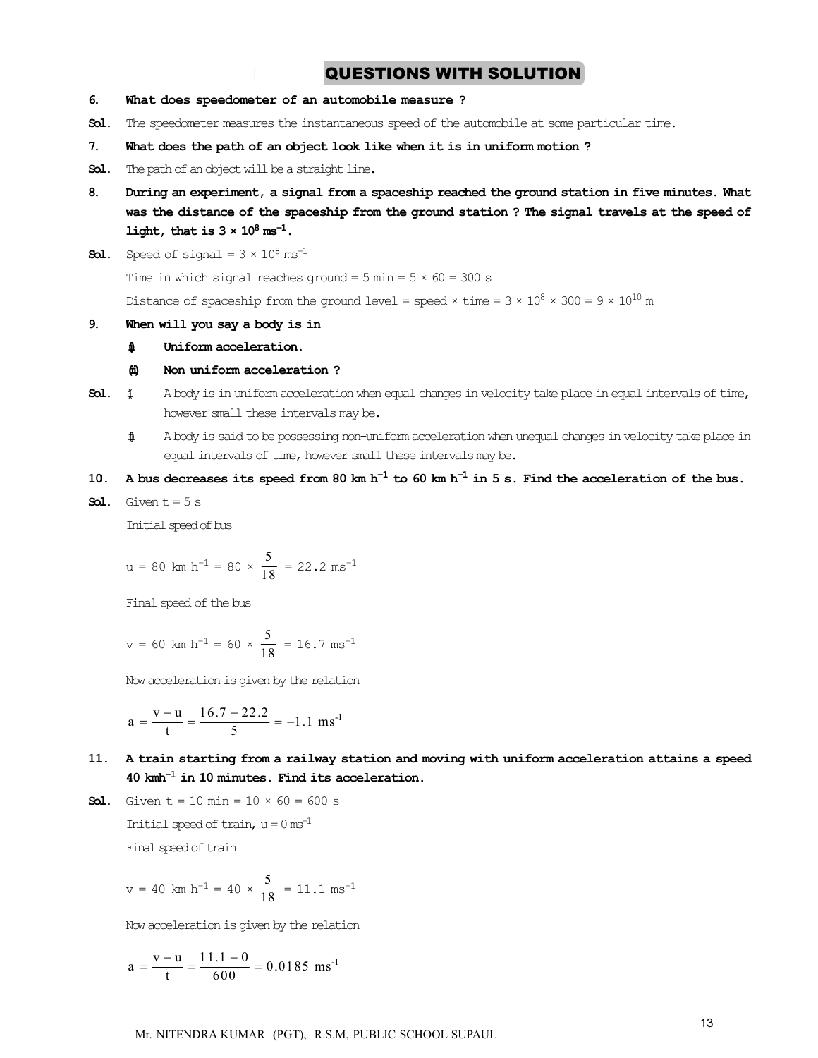## QUESTIONS WITH SOLUTION

**6. What does speedometer of an automobile measure ?**

**Sol.** The speedometer measures the instantaneous speed of the automobile at some particular time.

**7. What does the path of an object look like when it is in uniform motion ?**

**Sol.** The path of an object will be a straight line.

**8. During an experiment, a signal from a spaceship reached the ground station in five minutes. What was the distance of the spaceship from the ground station ? The signal travels at the speed of light, that is $3 \times 10^8$ ms$^{-1}$.**

**Sol.** Speed of signal = $3 \times 10^8$ ms$^{-1}$

Time in which signal reaches ground = 5 min = 5 × 60 = 300 s

Distance of spaceship from the ground level = speed × time = $3 \times 10^8 \times 300 = 9 \times 10^{10}$ m

**9. When will you say a body is in**

**(i) Uniform acceleration.**

**(ii) Non uniform acceleration ?**

**Sol.** (i) A body is in uniform acceleration when equal changes in velocity take place in equal intervals of time, however small these intervals may be.

(ii) A body is said to be possessing non-uniform acceleration when unequal changes in velocity take place in equal intervals of time, however small these intervals may be.

**10. A bus decreases its speed from 80 km h$^{-1}$ to 60 km h$^{-1}$ in 5 s. Find the acceleration of the bus.**

**Sol.** Given t = 5 s

Initial speed of bus

$$u = 80 \text{ km h}^{-1} = 80 \times \frac{5}{18} = 22.2 \text{ ms}^{-1}$$

Final speed of the bus

$$v = 60 \text{ km h}^{-1} = 60 \times \frac{5}{18} = 16.7 \text{ ms}^{-1}$$

Now acceleration is given by the relation

$$a = \frac{v - u}{t} = \frac{16.7 - 22.2}{5} = -1.1 \text{ ms}^{-1}$$

**11. A train starting from a railway station and moving with uniform acceleration attains a speed 40 kmh$^{-1}$ in 10 minutes. Find its acceleration.**

**Sol.** Given t = 10 min = 10 × 60 = 600 s

Initial speed of train, u = 0 ms$^{-1}$

Final speed of train

$$v = 40 \text{ km h}^{-1} = 40 \times \frac{5}{18} = 11.1 \text{ ms}^{-1}$$

Now acceleration is given by the relation

$$a = \frac{v - u}{t} = \frac{11.1 - 0}{600} = 0.0185 \text{ ms}^{-1}$$

Mr. NITENDRA KUMAR (PGT), R.S.M, PUBLIC SCHOOL SUPAUL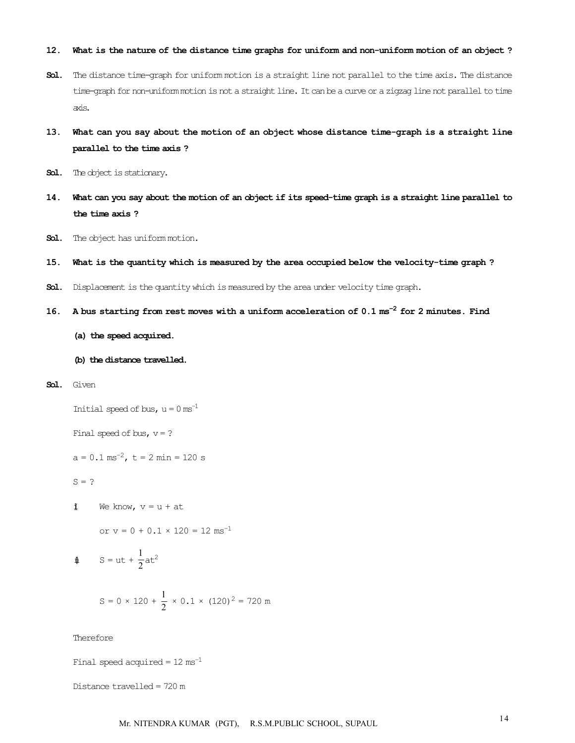**12. What is the nature of the distance time graphs for uniform and non-uniform motion of an object ?**

**Sol.** The distance time-graph for uniform motion is a straight line not parallel to the time axis. The distance time-graph for non-uniform motion is not a straight line. It can be a curve or a zigzag line not parallel to time axis.

**13. What can you say about the motion of an object whose distance time-graph is a straight line parallel to the time axis ?**

**Sol.** The object is stationary.

**14. What can you say about the motion of an object if its speed-time graph is a straight line parallel to the time axis ?**

**Sol.** The object has uniform motion.

**15. What is the quantity which is measured by the area occupied below the velocity-time graph ?**

**Sol.** Displacement is the quantity which is measured by the area under velocity time graph.

**16. A bus starting from rest moves with a uniform acceleration of 0.1 $ms^{-2}$ for 2 minutes. Find**

**(a) the speed acquired.**

**(b) the distance travelled.**

**Sol.** Given

Initial speed of bus, $u = 0\ ms^{-1}$

Final speed of bus, $v = ?$

$a = 0.1\ ms^{-2}$, $t = 2\ min = 120\ s$

$S = ?$

(i) We know, $v = u + at$

or $v = 0 + 0.1 \times 120 = 12\ ms^{-1}$

(ii) $S = ut + \frac{1}{2}at^2$

$$S = 0 \times 120 + \frac{1}{2} \times 0.1 \times (120)^2 = 720\ m$$

Therefore

Final speed acquired = $12\ ms^{-1}$

Distance travelled = 720 m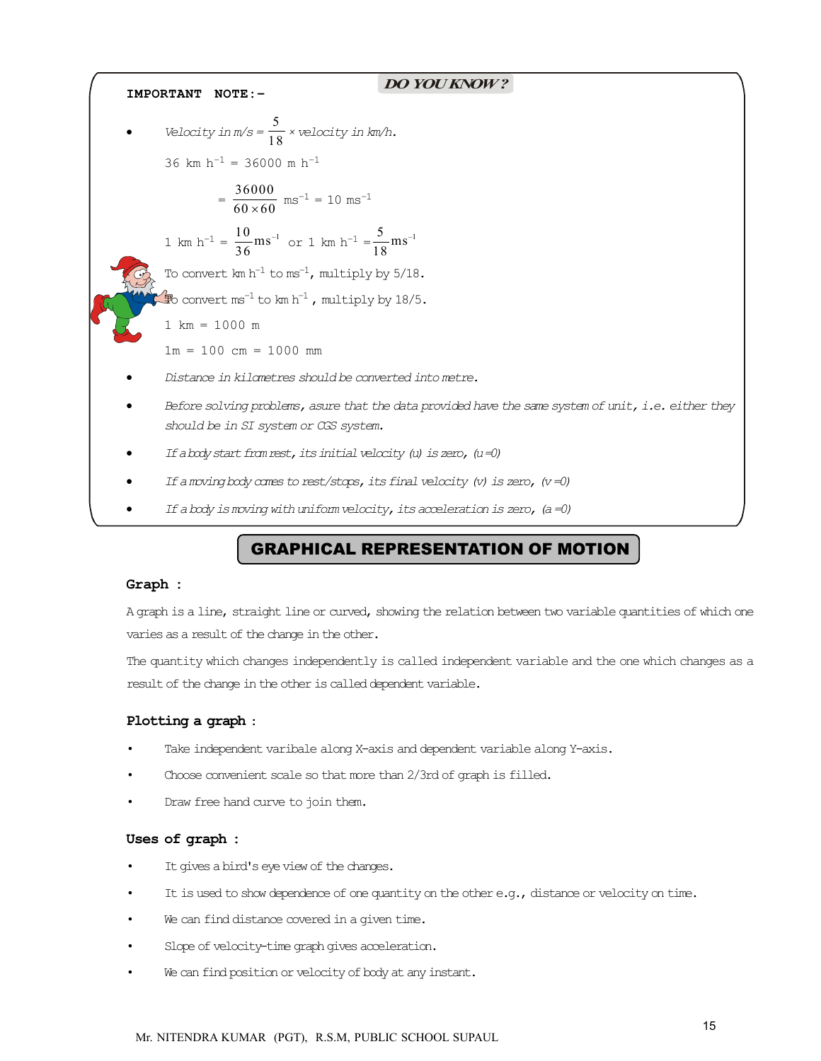**DO YOU KNOW ?**

**IMPORTANT NOTE:-**

- *Velocity in m/s* = $\frac{5}{18}$ × *velocity in km/h.*

  36 km $h^{-1}$ = 36000 m $h^{-1}$

  = $\frac{36000}{60 \times 60}$ $ms^{-1}$ = 10 $ms^{-1}$

  1 km $h^{-1}$ = $\frac{10}{36}$ $ms^{-1}$ or 1 km $h^{-1}$ = $\frac{5}{18}$ $ms^{-1}$

  To convert km $h^{-1}$ to $ms^{-1}$, multiply by 5/18.

  To convert $ms^{-1}$ to km $h^{-1}$, multiply by 18/5.

  1 km = 1000 m

  1m = 100 cm = 1000 mm

- *Distance in kilometres should be converted into metre.*
- *Before solving problems, asure that the data provided have the same system of unit, i.e. either they should be in SI system or CGS system.*
- *If a body start from rest, its initial velocity (u) is zero, (u =0)*
- *If a moving body comes to rest/stops, its final velocity (v) is zero, (v =0)*
- *If a body is moving with uniform velocity, its acceleration is zero, (a =0)*

## GRAPHICAL REPRESENTATION OF MOTION

**Graph :**

A graph is a line, straight line or curved, showing the relation between two variable quantities of which one varies as a result of the change in the other.

The quantity which changes independently is called independent variable and the one which changes as a result of the change in the other is called dependent variable.

**Plotting a graph :**

- Take independent varibale along X-axis and dependent variable along Y-axis.
- Choose convenient scale so that more than 2/3rd of graph is filled.
- Draw free hand curve to join them.

**Uses of graph :**

- It gives a bird's eye view of the changes.
- It is used to show dependence of one quantity on the other e.g., distance or velocity on time.
- We can find distance covered in a given time.
- Slope of velocity-time graph gives acceleration.
- We can find position or velocity of body at any instant.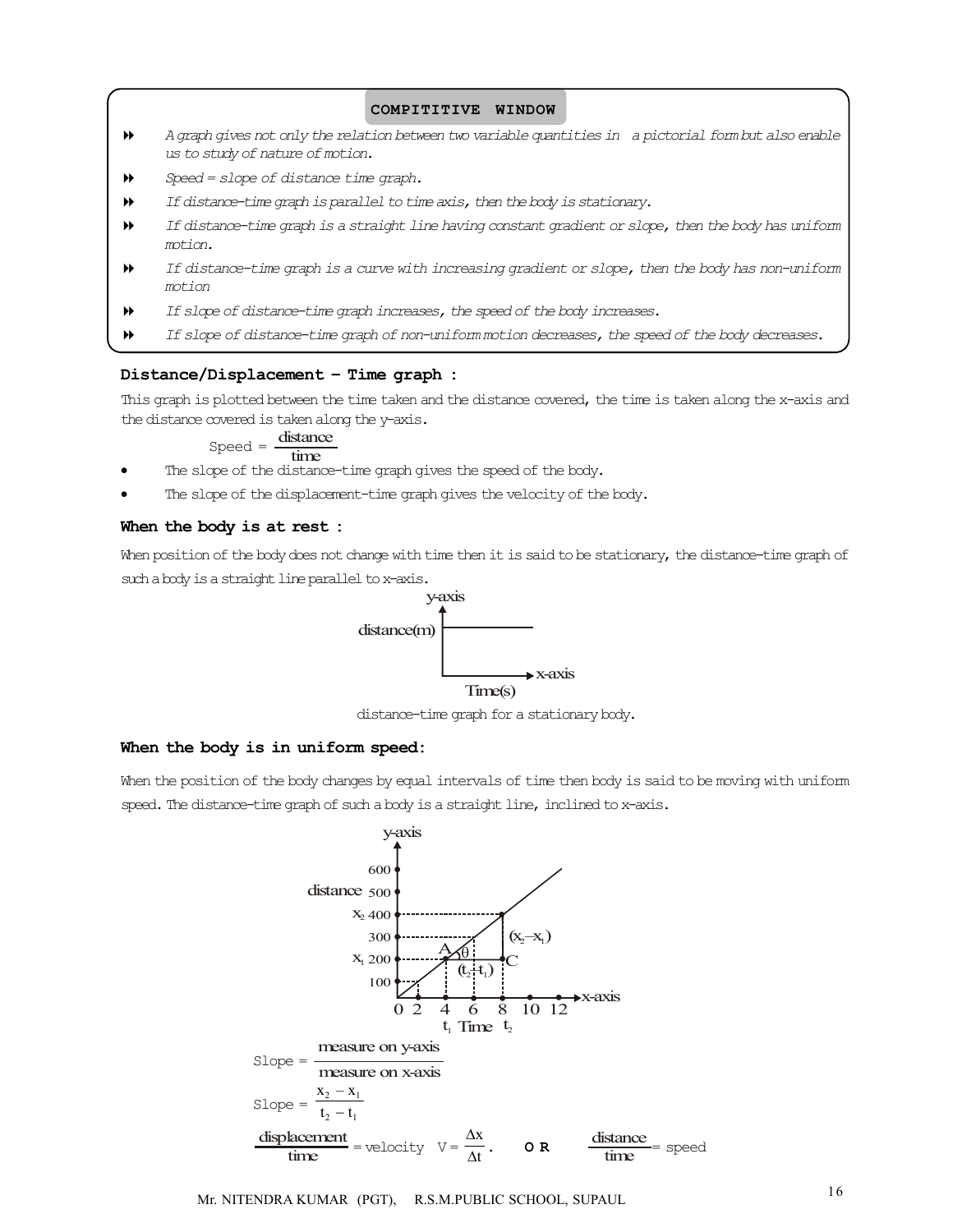**COMPITITIVE WINDOW**

- *A graph gives not only the relation between two variable quantities in a pictorial form but also enable us to study of nature of motion.*
- *Speed = slope of distance time graph.*
- *If distance-time graph is parallel to time axis, then the body is stationary.*
- *If distance-time graph is a straight line having constant gradient or slope, then the body has uniform motion.*
- *If distance-time graph is a curve with increasing gradient or slope, then the body has non-uniform motion*
- *If slope of distance-time graph increases, the speed of the body increases.*
- *If slope of distance-time graph of non-uniform motion decreases, the speed of the body decreases.*

**Distance/Displacement – Time graph :**

This graph is plotted between the time taken and the distance covered, the time is taken along the x-axis and the distance covered is taken along the y-axis.

$$\text{Speed} = \frac{\text{distance}}{\text{time}}$$

- The slope of the distance-time graph gives the speed of the body.
- The slope of the displacement-time graph gives the velocity of the body.

**When the body is at rest :**

When position of the body does not change with time then it is said to be stationary, the distance-time graph of such a body is a straight line parallel to x-axis.

distance-time graph for a stationary body.

**When the body is in uniform speed:**

When the position of the body changes by equal intervals of time then body is said to be moving with uniform speed. The distance-time graph of such a body is a straight line, inclined to x-axis.

$$\text{Slope} = \frac{\text{measure on y-axis}}{\text{measure on x-axis}}$$

$$\text{Slope} = \frac{x_2 - x_1}{t_2 - t_1}$$

$$\frac{\text{displacement}}{\text{time}} = \text{velocity} \quad V = \frac{\Delta x}{\Delta t}. \qquad \textbf{OR} \qquad \frac{\text{distance}}{\text{time}} = \text{speed}$$

Mr. NITENDRA KUMAR (PGT), R.S.M.PUBLIC SCHOOL, SUPAUL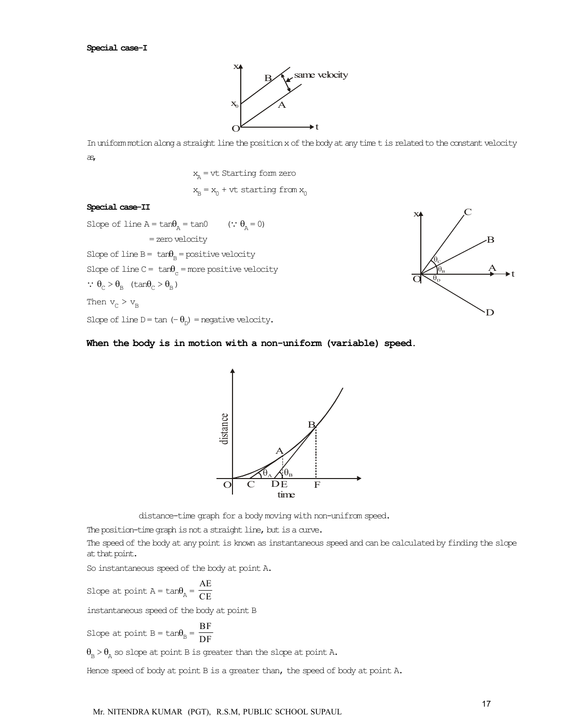**Special case-I**

In uniform motion along a straight line the position x of the body at any time t is related to the constant velocity as,

$x_A = vt$ Starting form zero

$x_B = x_0 + vt$ starting from $x_0$

**Special case-II**

Slope of line A = $\tan\theta_A = \tan 0$ $(\because \theta_A = 0)$

= zero velocity

Slope of line B = $\tan\theta_B$ = positive velocity

Slope of line C = $\tan\theta_C$ = more positive velocity

$\because \theta_C > \theta_B$ $(\tan\theta_C > \theta_B)$

Then $v_C > v_B$

Slope of line D = $\tan(-\theta_D)$ = negative velocity.

**When the body is in motion with a non-uniform (variable) speed.**

distance-time graph for a body moving with non-unifrom speed.

The position-time graph is not a straight line, but is a curve.

The speed of the body at any point is known as instantaneous speed and can be calculated by finding the slope at that point.

So instantaneous speed of the body at point A.

Slope at point A = $\tan\theta_A = \dfrac{AE}{CE}$

instantaneous speed of the body at point B

Slope at point B = $\tan\theta_B = \dfrac{BF}{DF}$

$\theta_B > \theta_A$ so slope at point B is greater than the slope at point A.

Hence speed of body at point B is a greater than, the speed of body at point A.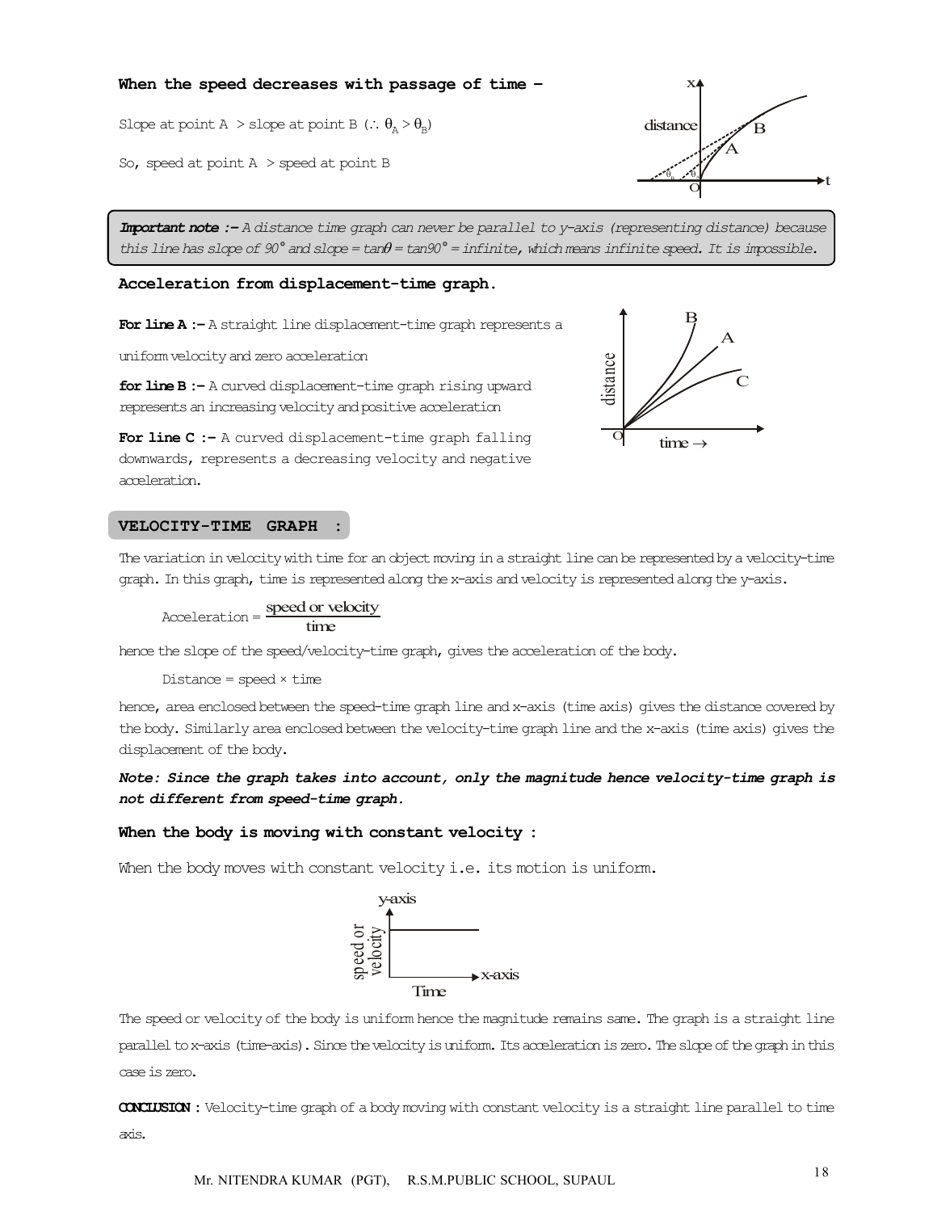**When the speed decreases with passage of time –**

Slope at point A > slope at point B ($\therefore \theta_A > \theta_B$)

So, speed at point A > speed at point B

> ***Important note :–*** *A distance time graph can never be parallel to y-axis (representing distance) because this line has slope of 90° and slope = tan$\theta$ = tan90° = infinite, which means infinite speed. It is impossible.*

**Acceleration from displacement-time graph.**

**For line A :–** A straight line displacement-time graph represents a uniform velocity and zero acceleration

**for line B :–** A curved displacement-time graph rising upward represents an increasing velocity and positive acceleration

**For line C :–** A curved displacement-time graph falling downwards, represents a decreasing velocity and negative acceleration.

## VELOCITY-TIME GRAPH :

The variation in velocity with time for an object moving in a straight line can be represented by a velocity-time graph. In this graph, time is represented along the x-axis and velocity is represented along the y-axis.

$$\text{Acceleration} = \frac{\text{speed or velocity}}{\text{time}}$$

hence the slope of the speed/velocity-time graph, gives the acceleration of the body.

Distance = speed × time

hence, area enclosed between the speed-time graph line and x-axis (time axis) gives the distance covered by the body. Similarly area enclosed between the velocity-time graph line and the x-axis (time axis) gives the displacement of the body.

***Note: Since the graph takes into account, only the magnitude hence velocity-time graph is not different from speed-time graph.***

**When the body is moving with constant velocity :**

When the body moves with constant velocity i.e. its motion is uniform.

The speed or velocity of the body is uniform hence the magnitude remains same. The graph is a straight line parallel to x-axis (time-axis). Since the velocity is uniform. Its acceleration is zero. The slope of the graph in this case is zero.

**CONCLUSION :** Velocity-time graph of a body moving with constant velocity is a straight line parallel to time axis.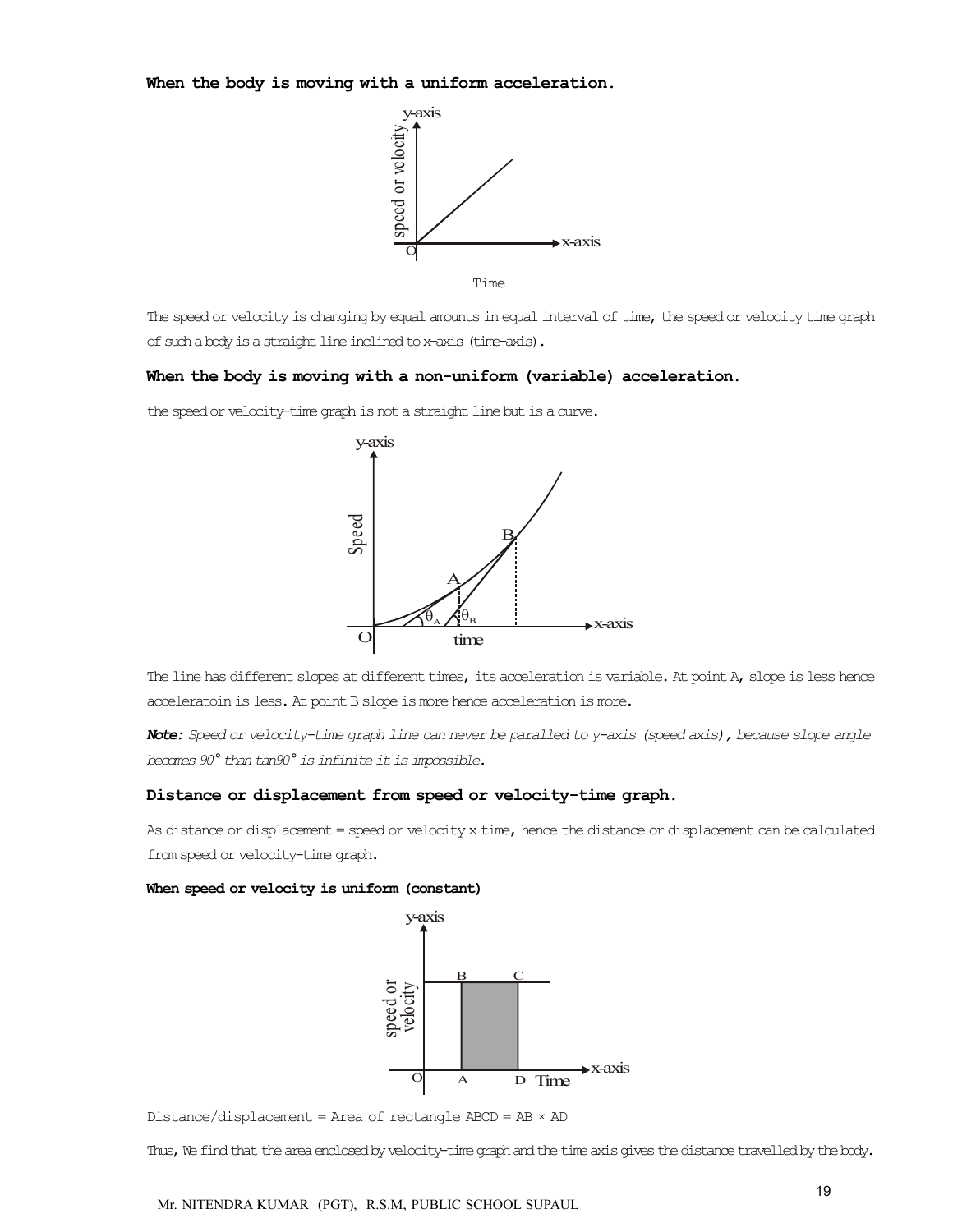**When the body is moving with a uniform acceleration.**

The speed or velocity is changing by equal amounts in equal interval of time, the speed or velocity time graph of such a body is a straight line inclined to x-axis (time-axis).

**When the body is moving with a non-uniform (variable) acceleration.**

the speed or velocity-time graph is not a straight line but is a curve.

The line has different slopes at different times, its acceleration is variable. At point A, slope is less hence acceleratoin is less. At point B slope is more hence acceleration is more.

***Note:*** *Speed or velocity-time graph line can never be paralled to y-axis (speed axis), because slope angle becomes 90° than tan90° is infinite it is impossible.*

**Distance or displacement from speed or velocity-time graph.**

As distance or displacement = speed or velocity x time, hence the distance or displacement can be calculated from speed or velocity-time graph.

**When speed or velocity is uniform (constant)**

Distance/displacement = Area of rectangle ABCD = AB × AD

Thus, We find that the area enclosed by velocity-time graph and the time axis gives the distance travelled by the body.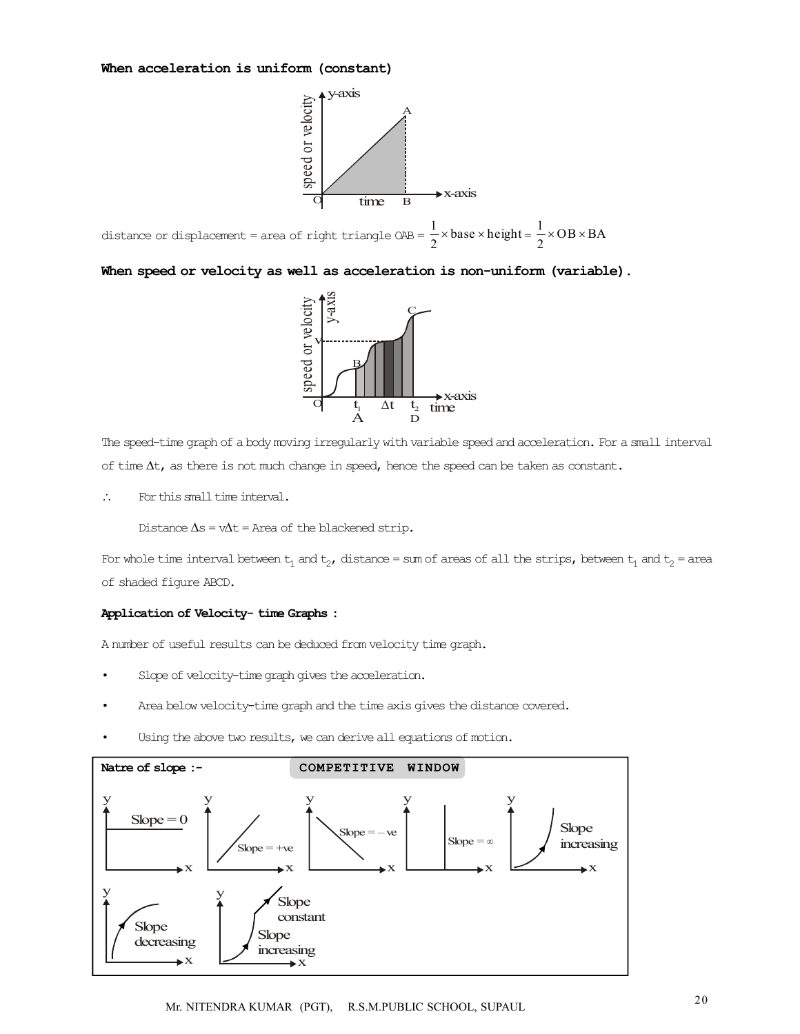**When acceleration is uniform (constant)**

distance or displacement = area of right triangle OAB = $\frac{1}{2} \times \text{base} \times \text{height} = \frac{1}{2} \times OB \times BA$

**When speed or velocity as well as acceleration is non-uniform (variable).**

The speed-time graph of a body moving irregularly with variable speed and acceleration. For a small interval of time $\Delta t$, as there is not much change in speed, hence the speed can be taken as constant.

$\therefore$ For this small time interval.

Distance $\Delta s = v\Delta t$ = Area of the blackened strip.

For whole time interval between $t_1$ and $t_2$, distance = sum of areas of all the strips, between $t_1$ and $t_2$ = area of shaded figure ABCD.

**Application of Velocity- time Graphs :**

A number of useful results can be deduced from velocity time graph.

- Slope of velocity-time graph gives the acceleration.
- Area below velocity-time graph and the time axis gives the distance covered.
- Using the above two results, we can derive all equations of motion.

**COMPETITIVE WINDOW**

**Natre of slope :-**

Slope = 0; Slope = +ve; Slope = – ve; Slope = ∞; Slope increasing; Slope decreasing; Slope increasing, Slope constant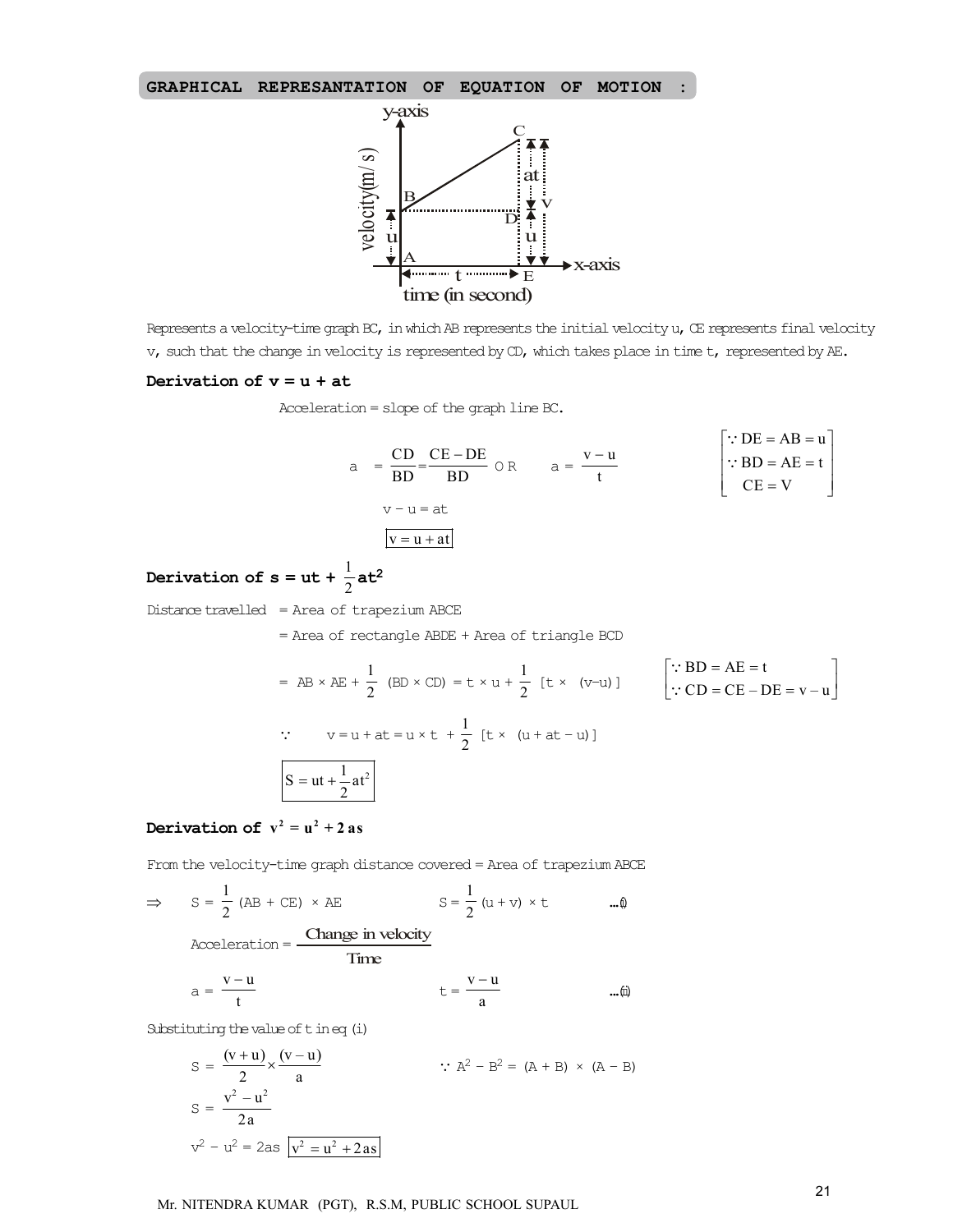## GRAPHICAL REPRESANTATION OF EQUATION OF MOTION :

Represents a velocity-time graph BC, in which AB represents the initial velocity u, CE represents final velocity v, such that the change in velocity is represented by CD, which takes place in time t, represented by AE.

### Derivation of v = u + at

Acceleration = slope of the graph line BC.

$$a = \frac{CD}{BD} = \frac{CE - DE}{BD} \text{ OR } a = \frac{v - u}{t} \qquad \begin{bmatrix} \because DE = AB = u \\ \because BD = AE = t \\ CE = V \end{bmatrix}$$

$$v - u = at$$

$$\boxed{v = u + at}$$

### Derivation of $s = ut + \frac{1}{2}at^2$

Distance travelled = Area of trapezium ABCE

= Area of rectangle ABDE + Area of triangle BCD

$$= AB \times AE + \frac{1}{2}(BD \times CD) = t \times u + \frac{1}{2}[t \times (v - u)] \qquad \begin{bmatrix} \because BD = AE = t \\ \because CD = CE - DE = v - u \end{bmatrix}$$

$$\because \quad v = u + at = u \times t + \frac{1}{2}[t \times (u + at - u)]$$

$$\boxed{S = ut + \frac{1}{2}at^2}$$

### Derivation of $v^2 = u^2 + 2as$

From the velocity-time graph distance covered = Area of trapezium ABCE

$$\Rightarrow \quad S = \frac{1}{2}(AB + CE) \times AE \qquad S = \frac{1}{2}(u + v) \times t \qquad \text{...(i)}$$

$$\text{Acceleration} = \frac{\text{Change in velocity}}{\text{Time}}$$

$$a = \frac{v - u}{t} \qquad t = \frac{v - u}{a} \qquad \text{...(ii)}$$

Substituting the value of t in eq (i)

$$S = \frac{(v + u)}{2} \times \frac{(v - u)}{a} \qquad \because A^2 - B^2 = (A + B) \times (A - B)$$

$$S = \frac{v^2 - u^2}{2a}$$

$$v^2 - u^2 = 2as \quad \boxed{v^2 = u^2 + 2as}$$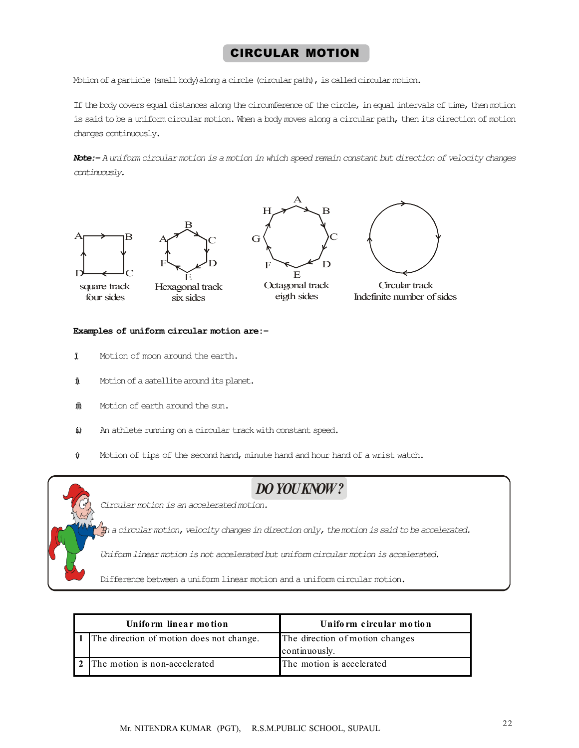# CIRCULAR MOTION

Motion of a particle (small body) along a circle (circular path), is called circular motion.

If the body covers equal distances along the circumference of the circle, in equal intervals of time, then motion is said to be a uniform circular motion. When a body moves along a circular path, then its direction of motion changes continuously.

***Note:-** A uniform circular motion is a motion in which speed remain constant but direction of velocity changes continuously.*

square track four sides

Hexagonal track six sides

Octagonal track eigth sides

Circular track Indefinite number of sides

**Examples of uniform circular motion are:-**

(i) Motion of moon around the earth.

(ii) Motion of a satellite around its planet.

(iii) Motion of earth around the sun.

(iv) An athlete running on a circular track with constant speed.

(v) Motion of tips of the second hand, minute hand and hour hand of a wrist watch.

## DO YOU KNOW?

*Circular motion is an accelerated motion.*

*In a circular motion, velocity changes in direction only, the motion is said to be accelerated.*

*Uniform linear motion is not accelerated but uniform circular motion is accelerated.*

Difference between a uniform linear motion and a uniform circular motion.

| | Uniform linear motion | Uniform circular motion |
|---|---|---|
| 1 | The direction of motion does not change. | The direction of motion changes continuously. |
| 2 | The motion is non-accelerated | The motion is accelerated |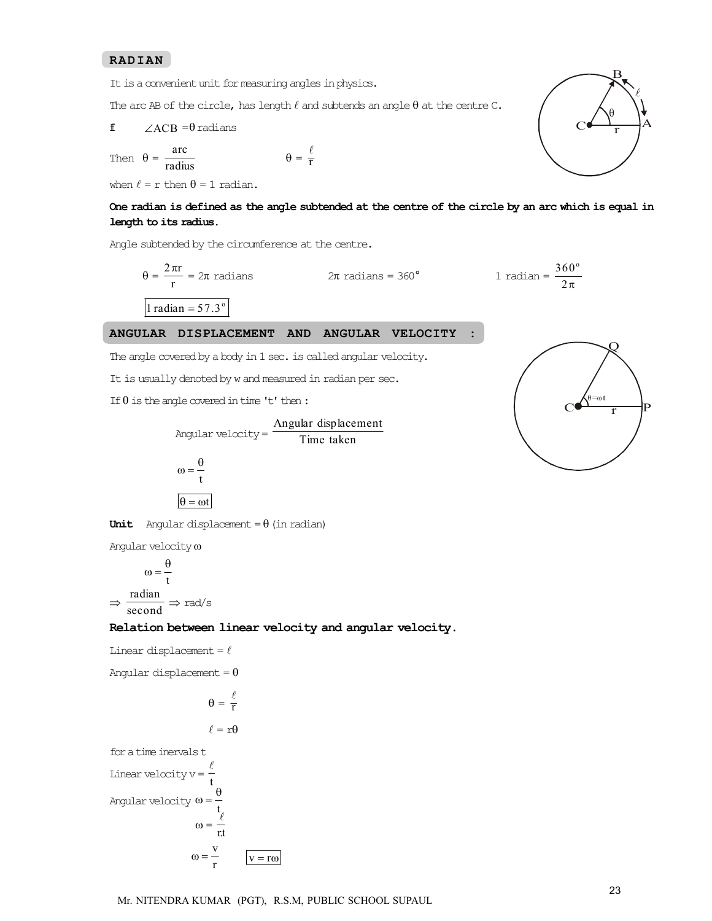## RADIAN

It is a convenient unit for measuring angles in physics.

The arc AB of the circle, has length $\ell$ and subtends an angle $\theta$ at the centre C.

∴ $\angle ACB = \theta$ radians

Then $\theta = \dfrac{\text{arc}}{\text{radius}}$ $\qquad\qquad \theta = \dfrac{\ell}{r}$

when $\ell = r$ then $\theta = 1$ radian.

**One radian is defined as the angle subtended at the centre of the circle by an arc which is equal in length to its radius.**

Angle subtended by the circumference at the centre.

$$\theta = \frac{2\pi r}{r} = 2\pi \text{ radians} \qquad\qquad 2\pi \text{ radians} = 360^\circ \qquad\qquad 1 \text{ radian} = \frac{360^\circ}{2\pi}$$

$$\boxed{1 \text{ radian} = 57.3^\circ}$$

## ANGULAR DISPLACEMENT AND ANGULAR VELOCITY :

The angle covered by a body in 1 sec. is called angular velocity.

It is usually denoted by w and measured in radian per sec.

If $\theta$ is the angle covered in time 't' then :

$$\text{Angular velocity} = \frac{\text{Angular displacement}}{\text{Time taken}}$$

$$\omega = \frac{\theta}{t}$$

$$\boxed{\theta = \omega t}$$

**Unit** Angular displacement = $\theta$ (in radian)

Angular velocity $\omega$

$$\omega = \frac{\theta}{t}$$

$$\Rightarrow \frac{\text{radian}}{\text{second}} \Rightarrow \text{rad/s}$$

**Relation between linear velocity and angular velocity.**

Linear displacement = $\ell$

Angular displacement = $\theta$

$$\theta = \frac{\ell}{r}$$

$$\ell = r\theta$$

for a time inervals t

Linear velocity $v = \dfrac{\ell}{t}$

Angular velocity $\omega = \dfrac{\theta}{t}$

$$\omega = \frac{\ell}{r.t}$$

$$\omega = \frac{v}{r} \qquad \boxed{v = r\omega}$$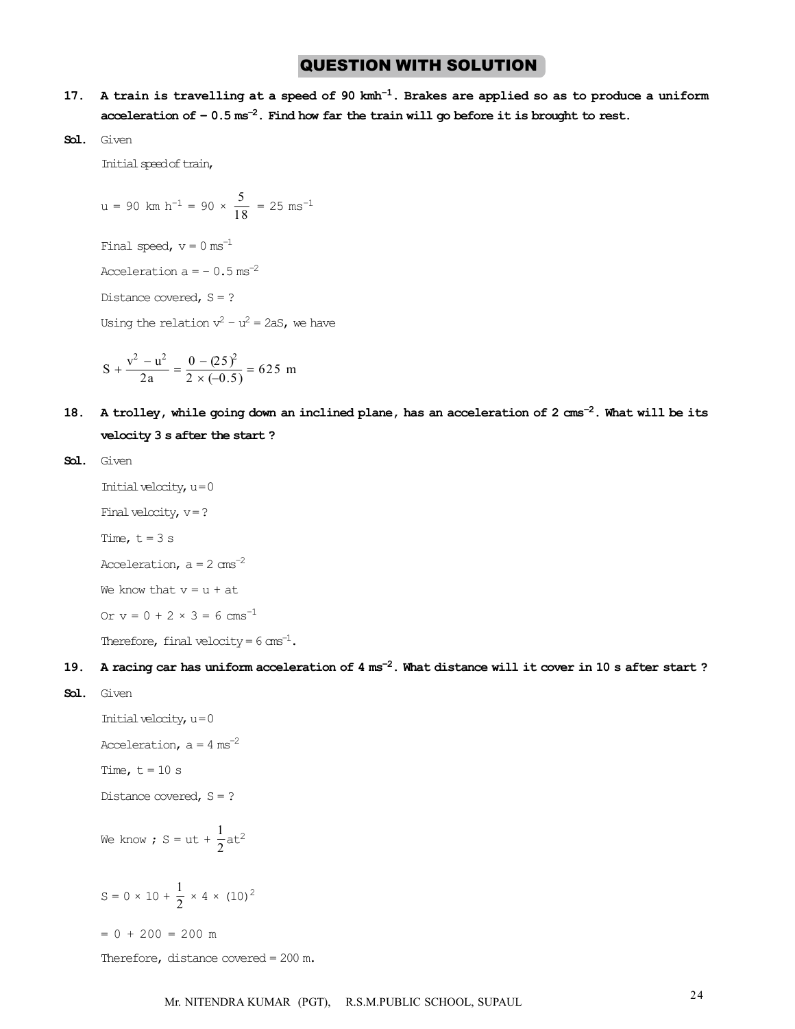## QUESTION WITH SOLUTION

**17. A train is travelling at a speed of 90 kmh$^{-1}$. Brakes are applied so as to produce a uniform acceleration of – 0.5 ms$^{-2}$. Find how far the train will go before it is brought to rest.**

**Sol.** Given

Initial speed of train,

$$u = 90 \text{ km h}^{-1} = 90 \times \frac{5}{18} = 25 \text{ ms}^{-1}$$

Final speed, $v = 0 \text{ ms}^{-1}$

Acceleration $a = -0.5 \text{ ms}^{-2}$

Distance covered, S = ?

Using the relation $v^2 - u^2 = 2aS$, we have

$$S + \frac{v^2 - u^2}{2a} = \frac{0 - (25)^2}{2 \times (-0.5)} = 625 \text{ m}$$

**18. A trolley, while going down an inclined plane, has an acceleration of 2 cms$^{-2}$. What will be its velocity 3 s after the start ?**

**Sol.** Given

Initial velocity, u = 0

Final velocity, v = ?

Time, t = 3 s

Acceleration, $a = 2 \text{ cms}^{-2}$

We know that $v = u + at$

Or $v = 0 + 2 \times 3 = 6 \text{ cms}^{-1}$

Therefore, final velocity = 6 cms$^{-1}$.

**19. A racing car has uniform acceleration of 4 ms$^{-2}$. What distance will it cover in 10 s after start ?**

**Sol.** Given

Initial velocity, u = 0

Acceleration, $a = 4 \text{ ms}^{-2}$

Time, t = 10 s

Distance covered, S = ?

We know ; $S = ut + \frac{1}{2}at^2$

$$S = 0 \times 10 + \frac{1}{2} \times 4 \times (10)^2$$

$= 0 + 200 = 200$ m

Therefore, distance covered = 200 m.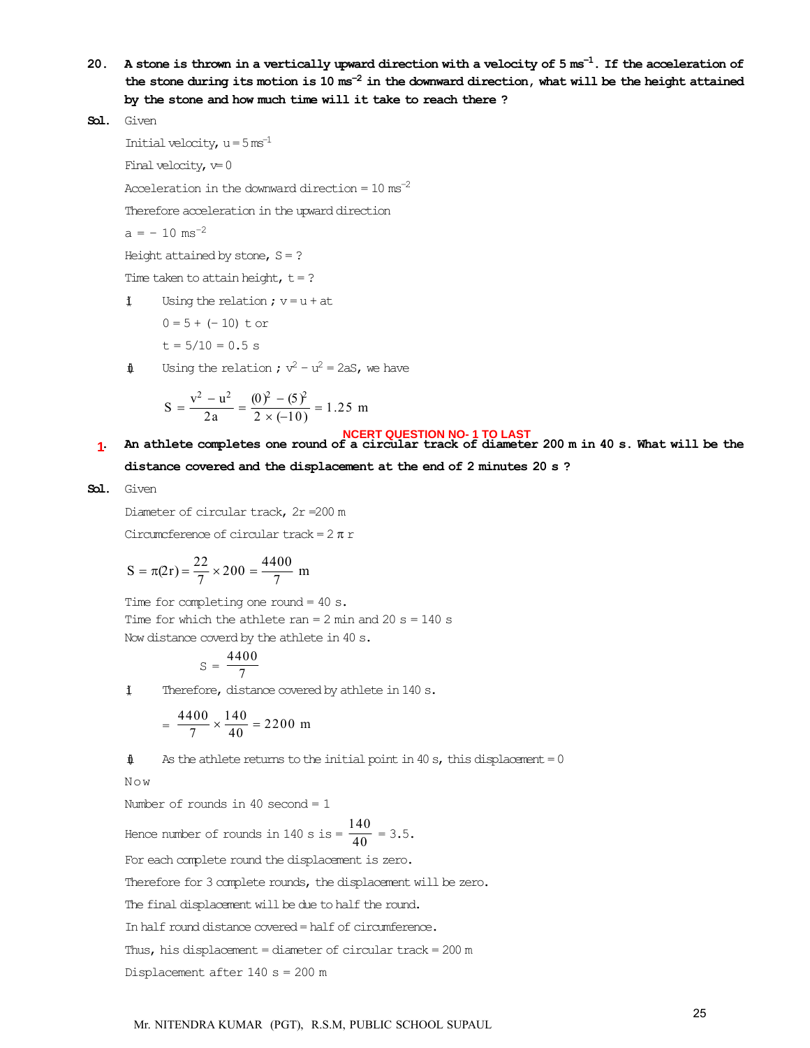**20. A stone is thrown in a vertically upward direction with a velocity of 5 $ms^{-1}$. If the acceleration of the stone during its motion is 10 $ms^{-2}$ in the downward direction, what will be the height attained by the stone and how much time will it take to reach there ?**

**Sol.** Given

Initial velocity, $u = 5\ ms^{-1}$

Final velocity, $v = 0$

Acceleration in the downward direction = 10 $ms^{-2}$

Therefore acceleration in the upward direction

$a = -10\ ms^{-2}$

Height attained by stone, S = ?

Time taken to attain height, t = ?

(i) Using the relation ; $v = u + at$

$0 = 5 + (-10)\ t$ or

$t = 5/10 = 0.5$ s

(ii) Using the relation ; $v^2 - u^2 = 2aS$, we have

$$S = \frac{v^2 - u^2}{2a} = \frac{(0)^2 - (5)^2}{2 \times (-10)} = 1.25 \text{ m}$$

**NCERT QUESTION NO- 1 TO LAST**

**1. An athlete completes one round of a circular track of diameter 200 m in 40 s. What will be the distance covered and the displacement at the end of 2 minutes 20 s ?**

**Sol.** Given

Diameter of circular track, 2r = 200 m

Circumference of circular track = $2\pi r$

$$S = \pi(2r) = \frac{22}{7} \times 200 = \frac{4400}{7} \text{ m}$$

Time for completing one round = 40 s.

Time for which the athlete ran = 2 min and 20 s = 140 s

Now distance coverd by the athlete in 40 s.

$$S = \frac{4400}{7}$$

(i) Therefore, distance covered by athlete in 140 s.

$$= \frac{4400}{7} \times \frac{140}{40} = 2200 \text{ m}$$

(ii) As the athlete returns to the initial point in 40 s, this displacement = 0

Now

Number of rounds in 40 second = 1

Hence number of rounds in 140 s is = $\frac{140}{40}$ = 3.5.

For each complete round the displacement is zero.

Therefore for 3 complete rounds, the displacement will be zero.

The final displacement will be due to half the round.

In half round distance covered = half of circumference.

Thus, his displacement = diameter of circular track = 200 m

Displacement after 140 s = 200 m

Mr. NITENDRA KUMAR (PGT), R.S.M, PUBLIC SCHOOL SUPAUL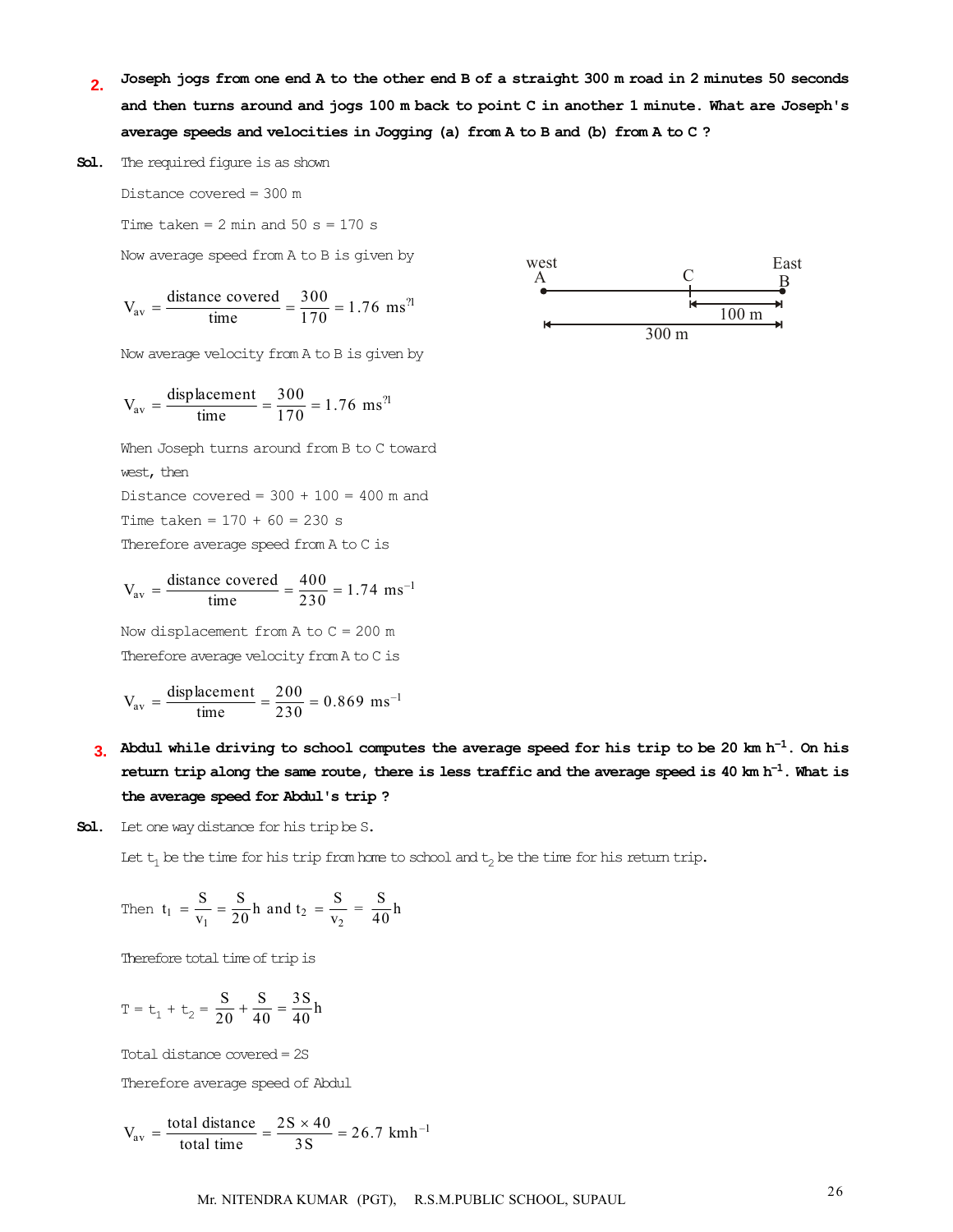**2.** **Joseph jogs from one end A to the other end B of a straight 300 m road in 2 minutes 50 seconds and then turns around and jogs 100 m back to point C in another 1 minute. What are Joseph's average speeds and velocities in Jogging (a) from A to B and (b) from A to C ?**

**Sol.** The required figure is as shown

Distance covered = 300 m

Time taken = 2 min and 50 s = 170 s

Now average speed from A to B is given by

$$V_{av} = \frac{\text{distance covered}}{\text{time}} = \frac{300}{170} = 1.76 \text{ ms}^{-1}$$

Now average velocity from A to B is given by

$$V_{av} = \frac{\text{displacement}}{\text{time}} = \frac{300}{170} = 1.76 \text{ ms}^{-1}$$

When Joseph turns around from B to C toward west, then

Distance covered = 300 + 100 = 400 m and

Time taken = 170 + 60 = 230 s

Therefore average speed from A to C is

$$V_{av} = \frac{\text{distance covered}}{\text{time}} = \frac{400}{230} = 1.74 \text{ ms}^{-1}$$

Now displacement from A to C = 200 m

Therefore average velocity from A to C is

$$V_{av} = \frac{\text{displacement}}{\text{time}} = \frac{200}{230} = 0.869 \text{ ms}^{-1}$$

**3.** **Abdul while driving to school computes the average speed for his trip to be 20 km h$^{-1}$. On his return trip along the same route, there is less traffic and the average speed is 40 km h$^{-1}$. What is the average speed for Abdul's trip ?**

**Sol.** Let one way distance for his trip be S.

Let $t_1$ be the time for his trip from home to school and $t_2$ be the time for his return trip.

$$\text{Then } t_1 = \frac{S}{v_1} = \frac{S}{20}\text{h and } t_2 = \frac{S}{v_2} = \frac{S}{40}\text{h}$$

Therefore total time of trip is

$$T = t_1 + t_2 = \frac{S}{20} + \frac{S}{40} = \frac{3S}{40}\text{h}$$

Total distance covered = 2S

Therefore average speed of Abdul

$$V_{av} = \frac{\text{total distance}}{\text{total time}} = \frac{2S \times 40}{3S} = 26.7 \text{ kmh}^{-1}$$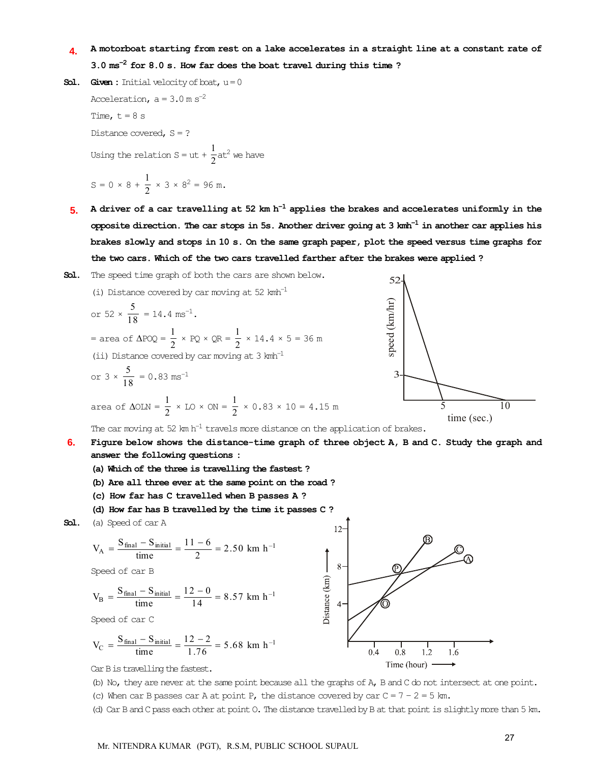**4. A motorboat starting from rest on a lake accelerates in a straight line at a constant rate of 3.0 ms$^{-2}$ for 8.0 s. How far does the boat travel during this time ?**

**Sol. Given :** Initial velocity of boat, u = 0

Acceleration, a = 3.0 m s$^{-2}$

Time, t = 8 s

Distance covered, S = ?

Using the relation $S = ut + \frac{1}{2}at^2$ we have

$$S = 0 \times 8 + \frac{1}{2} \times 3 \times 8^2 = 96 \text{ m}.$$

**5. A driver of a car travelling at 52 km h$^{-1}$ applies the brakes and accelerates uniformly in the opposite direction. The car stops in 5s. Another driver going at 3 kmh$^{-1}$ in another car applies his brakes slowly and stops in 10 s. On the same graph paper, plot the speed versus time graphs for the two cars. Which of the two cars travelled farther after the brakes were applied ?**

**Sol.** The speed time graph of both the cars are shown below.

(i) Distance covered by car moving at 52 kmh$^{-1}$

or $52 \times \frac{5}{18} = 14.4$ ms$^{-1}$.

$= \text{area of } \Delta POQ = \frac{1}{2} \times PQ \times QR = \frac{1}{2} \times 14.4 \times 5 = 36$ m

(ii) Distance covered by car moving at 3 kmh$^{-1}$

or $3 \times \frac{5}{18} = 0.83$ ms$^{-1}$

area of $\Delta OLN = \frac{1}{2} \times LO \times ON = \frac{1}{2} \times 0.83 \times 10 = 4.15$ m

The car moving at 52 km h$^{-1}$ travels more distance on the application of brakes.

**6. Figure below shows the distance-time graph of three object A, B and C. Study the graph and answer the following questions :**

**(a) Which of the three is travelling the fastest ?**

**(b) Are all three ever at the same point on the road ?**

**(c) How far has C travelled when B passes A ?**

**(d) How far has B travelled by the time it passes C ?**

**Sol.** (a) Speed of car A

$$V_A = \frac{S_{final} - S_{initial}}{time} = \frac{11-6}{2} = 2.50 \text{ km h}^{-1}$$

Speed of car B

$$V_B = \frac{S_{final} - S_{initial}}{time} = \frac{12-0}{14} = 8.57 \text{ km h}^{-1}$$

Speed of car C

$$V_C = \frac{S_{final} - S_{initial}}{time} = \frac{12-2}{1.76} = 5.68 \text{ km h}^{-1}$$

Car B is travelling the fastest.

(b) No, they are never at the same point because all the graphs of A, B and C do not intersect at one point.

(c) When car B passes car A at point P, the distance covered by car C = 7 − 2 = 5 km.

(d) Car B and C pass each other at point O. The distance travelled by B at that point is slightly more than 5 km.

Mr. NITENDRA KUMAR (PGT), R.S.M, PUBLIC SCHOOL SUPAUL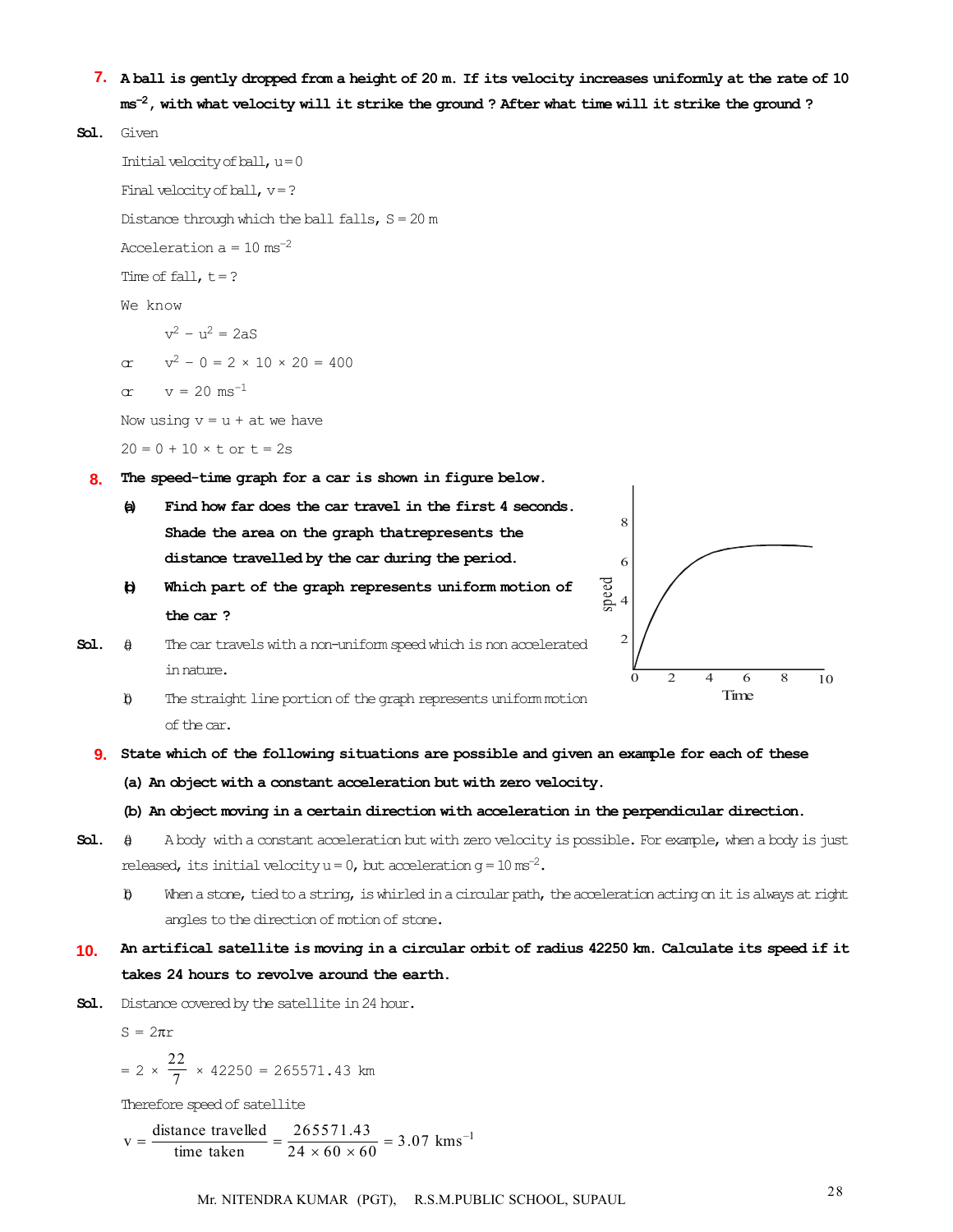**7. A ball is gently dropped from a height of 20 m. If its velocity increases uniformly at the rate of 10 $ms^{-2}$, with what velocity will it strike the ground ? After what time will it strike the ground ?**

**Sol.** Given

Initial velocity of ball, $u = 0$

Final velocity of ball, $v = ?$

Distance through which the ball falls, $S = 20$ m

Acceleration $a = 10\ ms^{-2}$

Time of fall, $t = ?$

We know

$$v^2 - u^2 = 2aS$$

or $\quad v^2 - 0 = 2 \times 10 \times 20 = 400$

or $\quad v = 20\ ms^{-1}$

Now using $v = u + at$ we have

$20 = 0 + 10 \times t$ or $t = 2s$

**8. The speed-time graph for a car is shown in figure below.**

**(a) Find how far does the car travel in the first 4 seconds. Shade the area on the graph thatrepresents the distance travelled by the car during the period.**

**(b) Which part of the graph represents uniform motion of the car ?**

**Sol.** a) The car travels with a non-uniform speed which is non accelerated in nature.

b) The straight line portion of the graph represents uniform motion of the car.

**9. State which of the following situations are possible and given an example for each of these**

**(a) An object with a constant acceleration but with zero velocity.**

**(b) An object moving in a certain direction with acceleration in the perpendicular direction.**

**Sol.** a) A body with a constant acceleration but with zero velocity is possible. For example, when a body is just released, its initial velocity $u = 0$, but acceleration $g = 10\ ms^{-2}$.

b) When a stone, tied to a string, is whirled in a circular path, the acceleration acting on it is always at right angles to the direction of motion of stone.

**10. An artifical satellite is moving in a circular orbit of radius 42250 km. Calculate its speed if it takes 24 hours to revolve around the earth.**

**Sol.** Distance covered by the satellite in 24 hour.

$S = 2\pi r$

$= 2 \times \dfrac{22}{7} \times 42250 = 265571.43$ km

Therefore speed of satellite

$$v = \frac{\text{distance travelled}}{\text{time taken}} = \frac{265571.43}{24 \times 60 \times 60} = 3.07\ kms^{-1}$$

Mr. NITENDRA KUMAR (PGT), R.S.M.PUBLIC SCHOOL, SUPAUL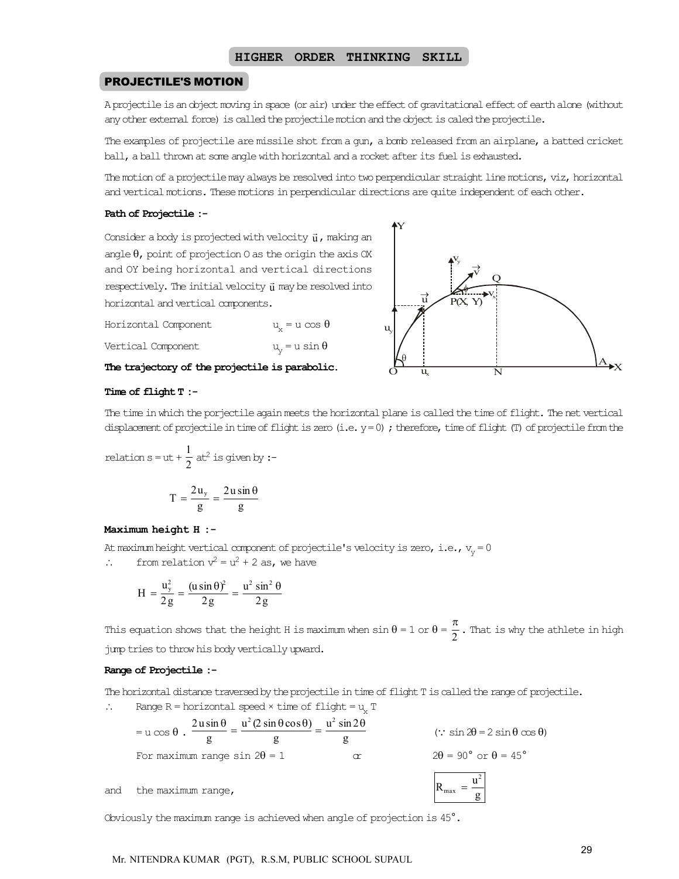## HIGHER ORDER THINKING SKILL

### PROJECTILE'S MOTION

A projectile is an object moving in space (or air) under the effect of gravitational effect of earth alone (without any other external force) is called the projectile motion and the object is caled the projectile.

The examples of projectile are missile shot from a gun, a bomb released from an airplane, a batted cricket ball, a ball thrown at some angle with horizontal and a rocket after its fuel is exhausted.

The motion of a projectile may always be resolved into two perpendicular straight line motions, viz, horizontal and vertical motions. These motions in perpendicular directions are quite independent of each other.

**Path of Projectile :-**

Consider a body is projected with velocity $\vec{u}$, making an angle $\theta$, point of projection O as the origin the axis OX and OY being horizontal and vertical directions respectively. The initial velocity $\vec{u}$ may be resolved into horizontal and vertical components.

Horizontal Component $\quad u_x = u \cos \theta$

Vertical Component $\quad u_y = u \sin \theta$

**The trajectory of the projectile is parabolic.**

**Time of flight T :-**

The time in which the porjectile again meets the horizontal plane is called the time of flight. The net vertical displacement of projectile in time of flight is zero (i.e. y = 0) ; therefore, time of flight (T) of projectile from the relation $s = ut + \frac{1}{2}at^2$ is given by :-

$$T = \frac{2u_y}{g} = \frac{2u \sin \theta}{g}$$

**Maximum height H :-**

At maximum height vertical component of projectile's velocity is zero, i.e., $v_y = 0$

$\therefore$ from relation $v^2 = u^2 + 2as$, we have

$$H = \frac{u_y^2}{2g} = \frac{(u \sin \theta)^2}{2g} = \frac{u^2 \sin^2 \theta}{2g}$$

This equation shows that the height H is maximum when $\sin \theta = 1$ or $\theta = \frac{\pi}{2}$. That is why the athlete in high jump tries to throw his body vertically upward.

**Range of Projectile :-**

The horizontal distance traversed by the projectile in time of flight T is called the range of projectile.

$\therefore$ Range R = horizontal speed × time of flight = $u_x T$

$$= u \cos \theta \cdot \frac{2u \sin \theta}{g} = \frac{u^2 (2 \sin \theta \cos \theta)}{g} = \frac{u^2 \sin 2\theta}{g} \qquad (\because \sin 2\theta = 2 \sin \theta \cos \theta)$$

For maximum range $\sin 2\theta = 1$ or $2\theta = 90°$ or $\theta = 45°$

and the maximum range,

$$R_{max} = \frac{u^2}{g}$$

Obviously the maximum range is achieved when angle of projection is 45°.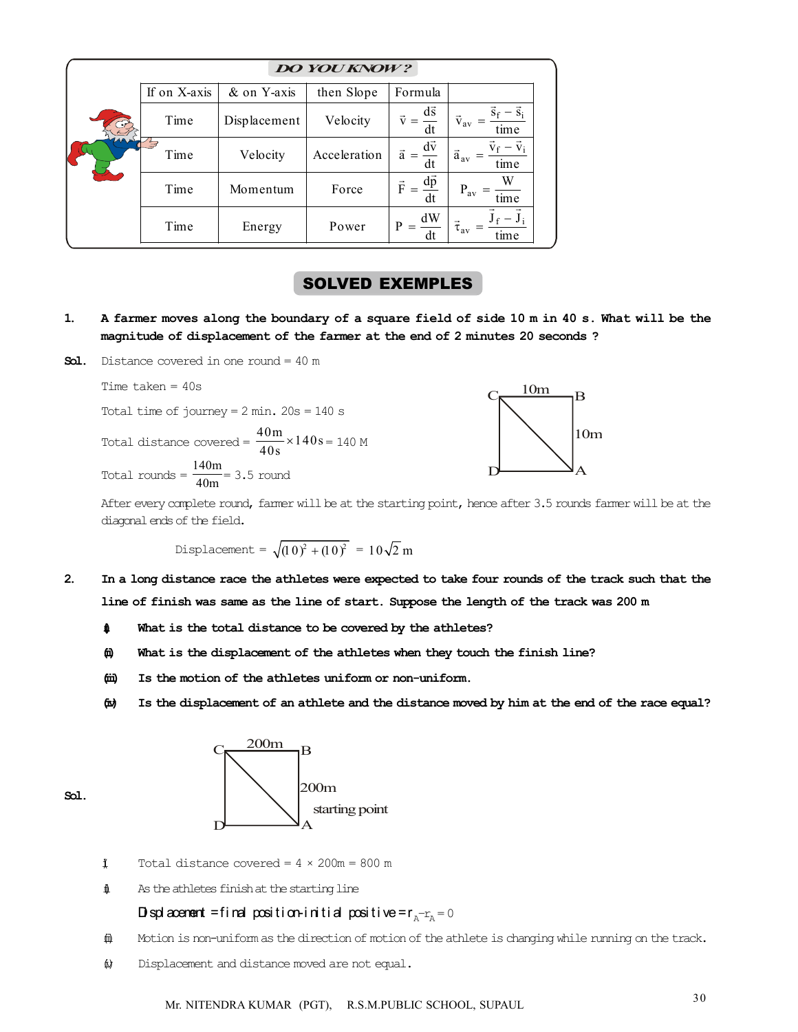### DO YOU KNOW ?

| If on X-axis | & on Y-axis | then Slope | Formula | |
|---|---|---|---|---|
| Time | Displacement | Velocity | $\vec{v} = \frac{d\vec{s}}{dt}$ | $\vec{v}_{av} = \frac{\vec{s}_f - \vec{s}_i}{time}$ |
| Time | Velocity | Acceleration | $\vec{a} = \frac{d\vec{v}}{dt}$ | $\vec{a}_{av} = \frac{\vec{v}_f - \vec{v}_i}{time}$ |
| Time | Momentum | Force | $\vec{F} = \frac{d\vec{p}}{dt}$ | $P_{av} = \frac{W}{time}$ |
| Time | Energy | Power | $P = \frac{dW}{dt}$ | $\vec{\tau}_{av} = \frac{\vec{J}_f - \vec{J}_i}{time}$ |

## SOLVED EXEMPLES

**1. A farmer moves along the boundary of a square field of side 10 m in 40 s. What will be the magnitude of displacement of the farmer at the end of 2 minutes 20 seconds ?**

**Sol.** Distance covered in one round = 40 m

Time taken = 40s

Total time of journey = 2 min. 20s = 140 s

Total distance covered = $\frac{40m}{40s} \times 140s$ = 140 M

Total rounds = $\frac{140m}{40m}$ = 3.5 round

(Figure: square ABCD with side CB = 10m, BA = 10m, diagonal CA)

After every complete round, farmer will be at the starting point, hence after 3.5 rounds farmer will be at the diagonal ends of the field.

$$\text{Displacement} = \sqrt{(10)^2 + (10)^2} = 10\sqrt{2}\text{ m}$$

**2. In a long distance race the athletes were expected to take four rounds of the track such that the line of finish was same as the line of start. Suppose the length of the track was 200 m**

**(i) What is the total distance to be covered by the athletes?**

**(ii) What is the displacement of the athletes when they touch the finish line?**

**(iii) Is the motion of the athletes uniform or non-uniform.**

**(iv) Is the displacement of an athlete and the distance moved by him at the end of the race equal?**

**Sol.**

(Figure: square ABCD with side CB = 200m, BA = 200m, diagonal CA, A marked as starting point)

(i) Total distance covered = 4 × 200m = 800 m

(ii) As the athletes finish at the starting line

Displacement = final position-initial positive = $r_A - r_A = 0$

(iii) Motion is non-uniform as the direction of motion of the athlete is changing while running on the track.

(iv) Displacement and distance moved are not equal.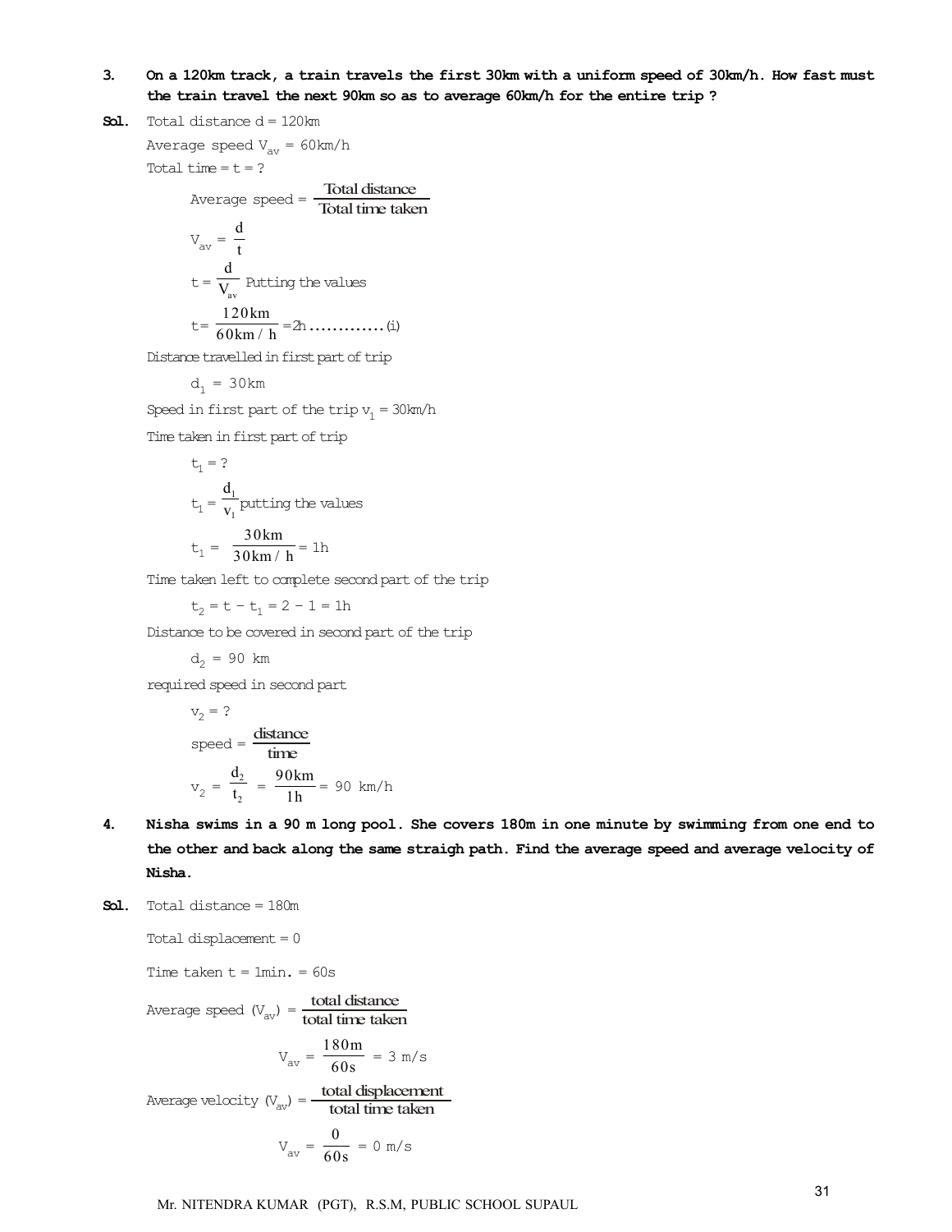**3. On a 120km track, a train travels the first 30km with a uniform speed of 30km/h. How fast must the train travel the next 90km so as to average 60km/h for the entire trip ?**

**Sol.** Total distance d = 120km

Average speed $V_{av}$ = 60km/h

Total time = t = ?

$$\text{Average speed} = \frac{\text{Total distance}}{\text{Total time taken}}$$

$$V_{av} = \frac{d}{t}$$

$$t = \frac{d}{V_{av}}$$ Putting the values

$$t = \frac{120\text{km}}{60\text{km/h}} = 2\text{h} \;............\;(i)$$

Distance travelled in first part of trip

$d_1$ = 30km

Speed in first part of the trip $v_1$ = 30km/h

Time taken in first part of trip

$t_1$ = ?

$$t_1 = \frac{d_1}{v_1}$$ putting the values

$$t_1 = \frac{30\text{km}}{30\text{km/h}} = 1\text{h}$$

Time taken left to complete second part of the trip

$$t_2 = t - t_1 = 2 - 1 = 1\text{h}$$

Distance to be covered in second part of the trip

$d_2$ = 90 km

required speed in second part

$v_2$ = ?

$$\text{speed} = \frac{\text{distance}}{\text{time}}$$

$$v_2 = \frac{d_2}{t_2} = \frac{90\text{km}}{1\text{h}} = 90 \text{ km/h}$$

**4. Nisha swims in a 90 m long pool. She covers 180m in one minute by swimming from one end to the other and back along the same straigh path. Find the average speed and average velocity of Nisha.**

**Sol.** Total distance = 180m

Total displacement = 0

Time taken t = 1min. = 60s

$$\text{Average speed } (V_{av}) = \frac{\text{total distance}}{\text{total time taken}}$$

$$V_{av} = \frac{180\text{m}}{60\text{s}} = 3 \text{ m/s}$$

$$\text{Average velocity } (V_{av}) = \frac{\text{total displacement}}{\text{total time taken}}$$

$$V_{av} = \frac{0}{60\text{s}} = 0 \text{ m/s}$$

Mr. NITENDRA KUMAR (PGT), R.S.M, PUBLIC SCHOOL SUPAUL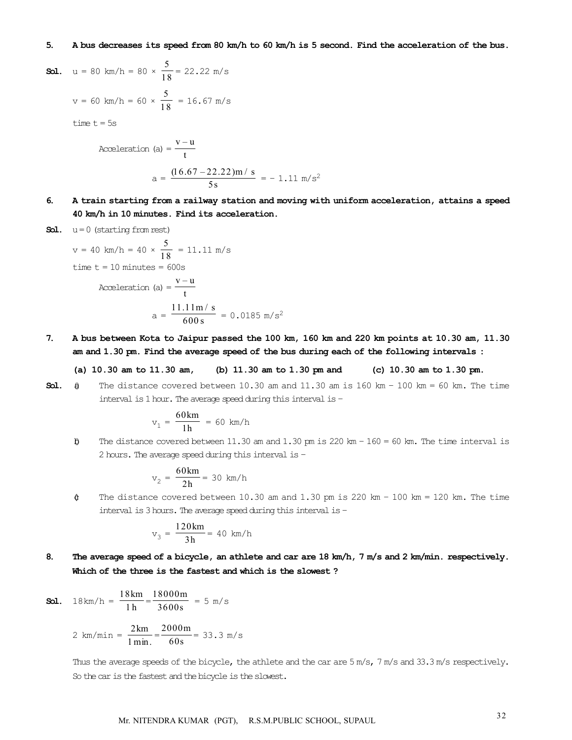**5. A bus decreases its speed from 80 km/h to 60 km/h is 5 second. Find the acceleration of the bus.**

**Sol.** $u = 80 \text{ km/h} = 80 \times \frac{5}{18} = 22.22 \text{ m/s}$

$v = 60 \text{ km/h} = 60 \times \frac{5}{18} = 16.67 \text{ m/s}$

time t = 5s

$$\text{Acceleration (a)} = \frac{v-u}{t}$$

$$a = \frac{(16.67 - 22.22)\text{m/s}}{5\text{s}} = -1.11 \text{ m/s}^2$$

**6. A train starting from a railway station and moving with uniform acceleration, attains a speed 40 km/h in 10 minutes. Find its acceleration.**

**Sol.** u = 0 (starting from rest)

$v = 40 \text{ km/h} = 40 \times \frac{5}{18} = 11.11 \text{ m/s}$

time t = 10 minutes = 600s

$$\text{Acceleration (a)} = \frac{v-u}{t}$$

$$a = \frac{11.11\text{m/s}}{600\text{s}} = 0.0185 \text{ m/s}^2$$

**7. A bus between Kota to Jaipur passed the 100 km, 160 km and 220 km points at 10.30 am, 11.30 am and 1.30 pm. Find the average speed of the bus during each of the following intervals :**

**(a) 10.30 am to 11.30 am, (b) 11.30 am to 1.30 pm and (c) 10.30 am to 1.30 pm.**

**Sol.** (a) The distance covered between 10.30 am and 11.30 am is 160 km – 100 km = 60 km. The time interval is 1 hour. The average speed during this interval is –

$$v_1 = \frac{60\text{km}}{1\text{h}} = 60 \text{ km/h}$$

(b) The distance covered between 11.30 am and 1.30 pm is 220 km – 160 = 60 km. The time interval is 2 hours. The average speed during this interval is –

$$v_2 = \frac{60\text{km}}{2\text{h}} = 30 \text{ km/h}$$

(c) The distance covered between 10.30 am and 1.30 pm is 220 km – 100 km = 120 km. The time interval is 3 hours. The average speed during this interval is –

$$v_3 = \frac{120\text{km}}{3\text{h}} = 40 \text{ km/h}$$

**8. The average speed of a bicycle, an athlete and car are 18 km/h, 7 m/s and 2 km/min. respectively. Which of the three is the fastest and which is the slowest ?**

**Sol.** $18\text{km/h} = \frac{18\text{km}}{1\text{h}} = \frac{18000\text{m}}{3600\text{s}} = 5 \text{ m/s}$

$2 \text{ km/min} = \frac{2\text{km}}{1\text{min.}} = \frac{2000\text{m}}{60\text{s}} = 33.3 \text{ m/s}$

Thus the average speeds of the bicycle, the athlete and the car are 5 m/s, 7 m/s and 33.3 m/s respectively. So the car is the fastest and the bicycle is the slowest.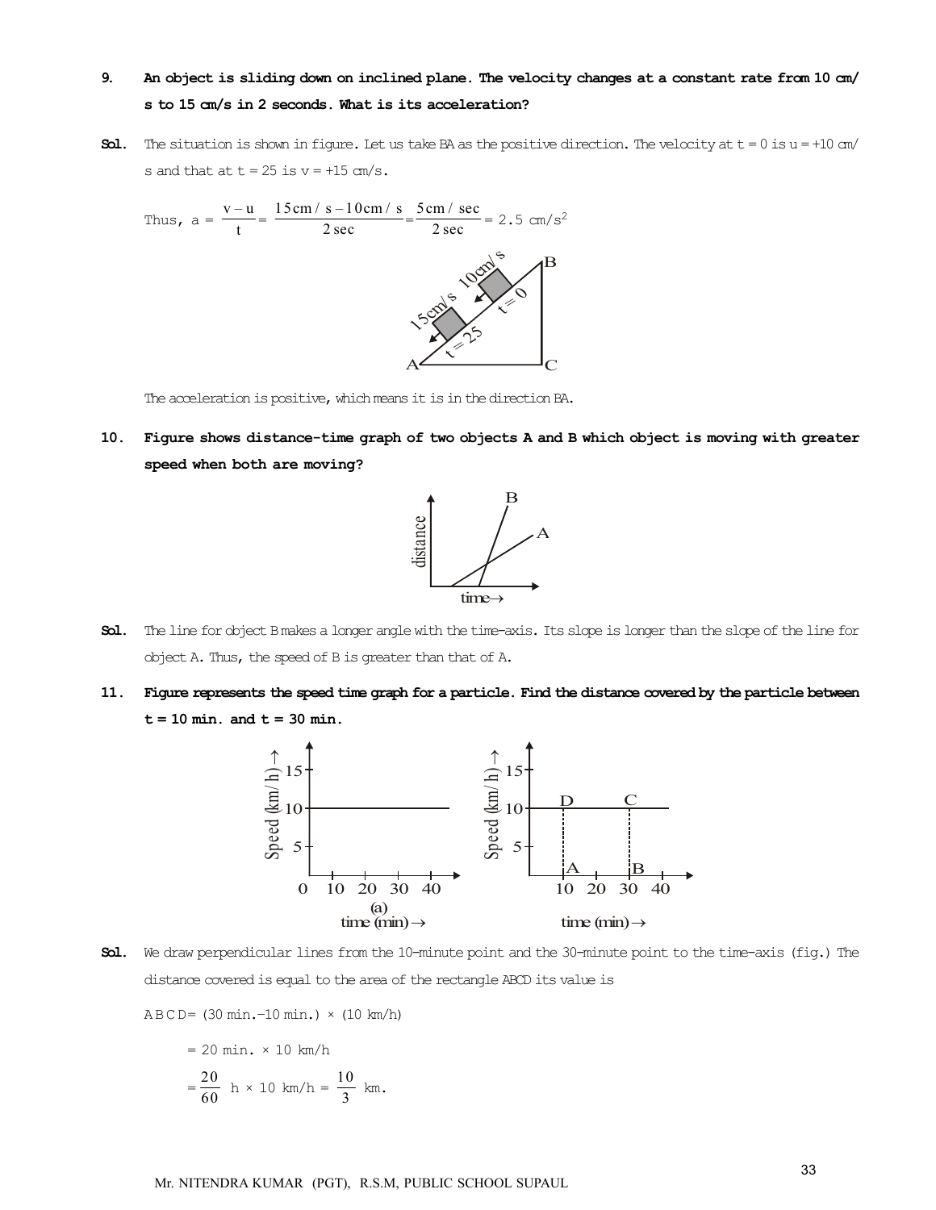**9. An object is sliding down on inclined plane. The velocity changes at a constant rate from 10 cm/s to 15 cm/s in 2 seconds. What is its acceleration?**

**Sol.** The situation is shown in figure. Let us take BA as the positive direction. The velocity at t = 0 is u = +10 cm/s and that at t = 25 is v = +15 cm/s.

Thus, $a = \frac{v-u}{t} = \frac{15\,cm/s - 10\,cm/s}{2\,sec} = \frac{5\,cm/sec}{2\,sec} = 2.5\ cm/s^2$

The acceleration is positive, which means it is in the direction BA.

**10. Figure shows distance-time graph of two objects A and B which object is moving with greater speed when both are moving?**

**Sol.** The line for object B makes a longer angle with the time-axis. Its slope is longer than the slope of the line for object A. Thus, the speed of B is greater than that of A.

**11. Figure represents the speed time graph for a particle. Find the distance covered by the particle between t = 10 min. and t = 30 min.**

(a)

**Sol.** We draw perpendicular lines from the 10-minute point and the 30-minute point to the time-axis (fig.) The distance covered is equal to the area of the rectangle ABCD its value is

ABCD= (30 min.–10 min.) × (10 km/h)

= 20 min. × 10 km/h

$= \frac{20}{60}$ h × 10 km/h = $\frac{10}{3}$ km.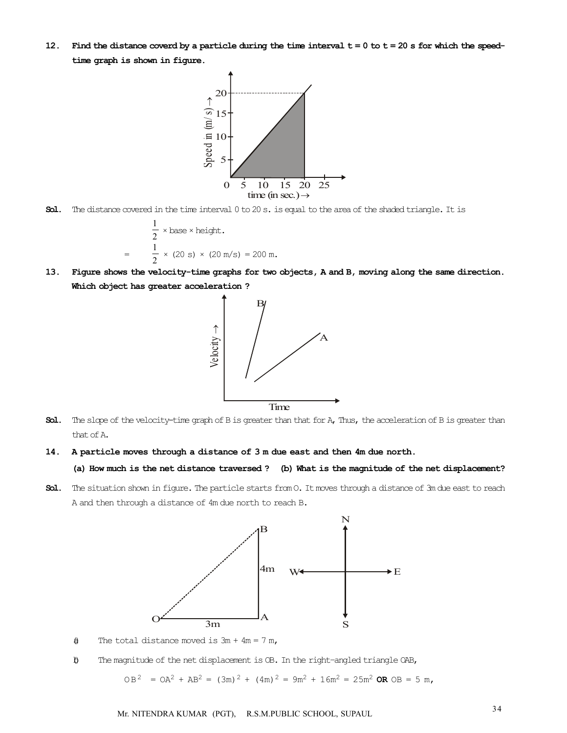**12. Find the distance coverd by a particle during the time interval t = 0 to t = 20 s for which the speed-time graph is shown in figure.**

**Sol.** The distance covered in the time interval 0 to 20 s. is equal to the area of the shaded triangle. It is

$$\frac{1}{2} \times \text{base} \times \text{height}.$$

$$= \frac{1}{2} \times (20 \text{ s}) \times (20 \text{ m/s}) = 200 \text{ m}.$$

**13. Figure shows the velocity-time graphs for two objects, A and B, moving along the same direction. Which object has greater acceleration ?**

**Sol.** The slope of the velocity-time graph of B is greater than that for A, Thus, the acceleration of B is greater than that of A.

**14. A particle moves through a distance of 3 m due east and then 4m due north.**

**(a) How much is the net distance traversed ? (b) What is the magnitude of the net displacement?**

**Sol.** The situation shown in figure. The particle starts from O. It moves through a distance of 3m due east to reach A and then through a distance of 4m due north to reach B.

(a) The total distance moved is 3m + 4m = 7 m,

(b) The magnitude of the net displacement is OB. In the right-angled triangle OAB,

$OB^2 = OA^2 + AB^2 = (3\text{m})^2 + (4\text{m})^2 = 9\text{m}^2 + 16\text{m}^2 = 25\text{m}^2$ **OR** OB = 5 m,

Mr. NITENDRA KUMAR (PGT), R.S.M.PUBLIC SCHOOL, SUPAUL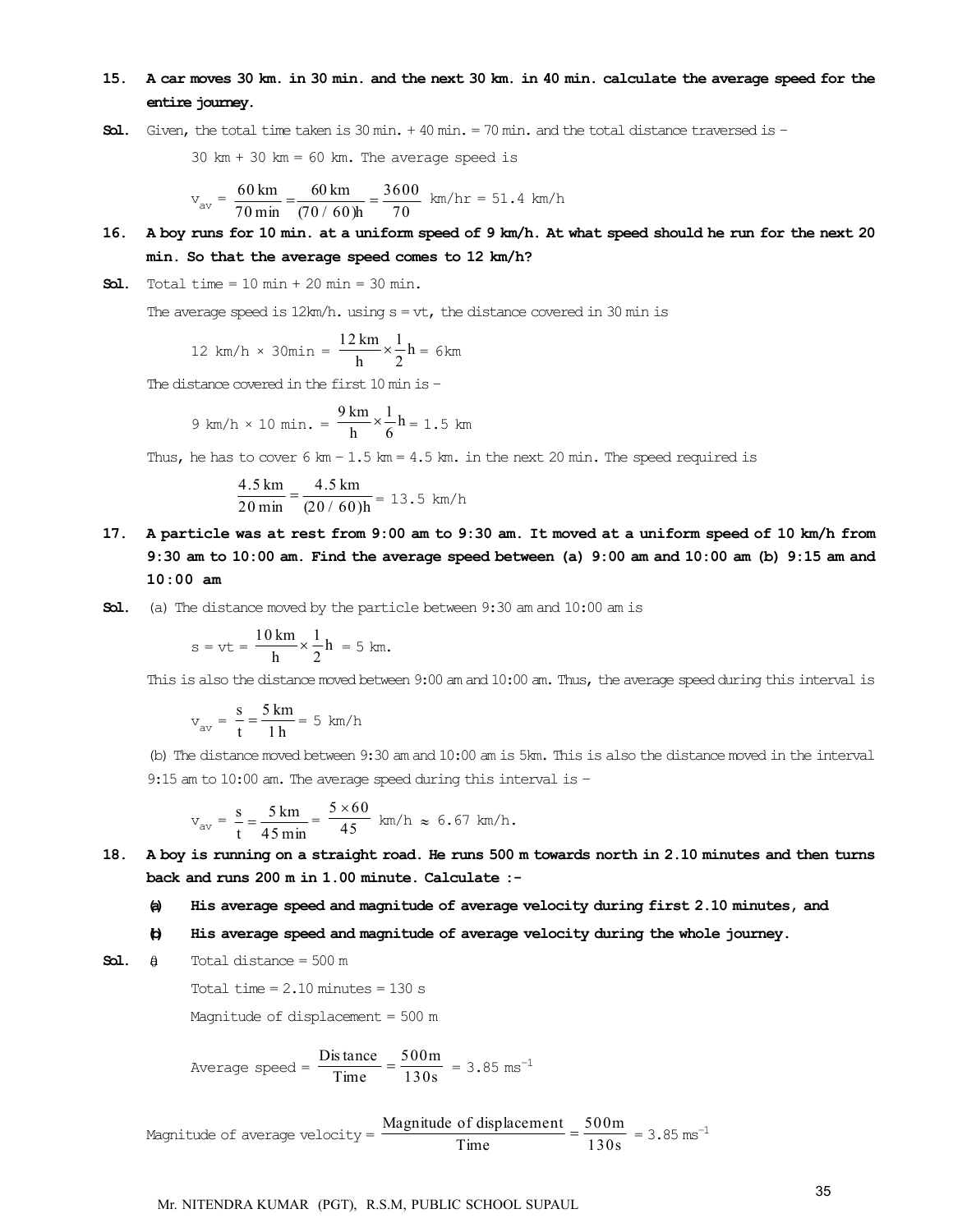**15. A car moves 30 km. in 30 min. and the next 30 km. in 40 min. calculate the average speed for the entire journey.**

**Sol.** Given, the total time taken is 30 min. + 40 min. = 70 min. and the total distance traversed is –

30 km + 30 km = 60 km. The average speed is

$$v_{av} = \frac{60\text{ km}}{70\text{ min}} = \frac{60\text{ km}}{(70/60)\text{h}} = \frac{3600}{70}\text{ km/hr} = 51.4\text{ km/h}$$

**16. A boy runs for 10 min. at a uniform speed of 9 km/h. At what speed should he run for the next 20 min. So that the average speed comes to 12 km/h?**

**Sol.** Total time = 10 min + 20 min = 30 min.

The average speed is 12km/h. using s = vt, the distance covered in 30 min is

$$12\text{ km/h} \times 30\text{min} = \frac{12\text{ km}}{\text{h}} \times \frac{1}{2}\text{h} = 6\text{km}$$

The distance covered in the first 10 min is –

$$9\text{ km/h} \times 10\text{ min.} = \frac{9\text{ km}}{\text{h}} \times \frac{1}{6}\text{h} = 1.5\text{ km}$$

Thus, he has to cover 6 km – 1.5 km = 4.5 km. in the next 20 min. The speed required is

$$\frac{4.5\text{ km}}{20\text{ min}} = \frac{4.5\text{ km}}{(20/60)\text{h}} = 13.5\text{ km/h}$$

**17. A particle was at rest from 9:00 am to 9:30 am. It moved at a uniform speed of 10 km/h from 9:30 am to 10:00 am. Find the average speed between (a) 9:00 am and 10:00 am (b) 9:15 am and 10:00 am**

**Sol.** (a) The distance moved by the particle between 9:30 am and 10:00 am is

$$s = vt = \frac{10\text{ km}}{\text{h}} \times \frac{1}{2}\text{h} = 5\text{ km.}$$

This is also the distance moved between 9:00 am and 10:00 am. Thus, the average speed during this interval is

$$v_{av} = \frac{s}{t} = \frac{5\text{ km}}{1\text{ h}} = 5\text{ km/h}$$

(b) The distance moved between 9:30 am and 10:00 am is 5km. This is also the distance moved in the interval 9:15 am to 10:00 am. The average speed during this interval is –

$$v_{av} = \frac{s}{t} = \frac{5\text{ km}}{45\text{ min}} = \frac{5 \times 60}{45}\text{ km/h} \approx 6.67\text{ km/h.}$$

**18. A boy is running on a straight road. He runs 500 m towards north in 2.10 minutes and then turns back and runs 200 m in 1.00 minute. Calculate :-**

**(a) His average speed and magnitude of average velocity during first 2.10 minutes, and**

**(b) His average speed and magnitude of average velocity during the whole journey.**

**Sol.** (i) Total distance = 500 m

Total time = 2.10 minutes = 130 s

Magnitude of displacement = 500 m

$$\text{Average speed} = \frac{\text{Distance}}{\text{Time}} = \frac{500\text{m}}{130\text{s}} = 3.85\text{ ms}^{-1}$$

$$\text{Magnitude of average velocity} = \frac{\text{Magnitude of displacement}}{\text{Time}} = \frac{500\text{m}}{130\text{s}} = 3.85\text{ ms}^{-1}$$

Mr. NITENDRA KUMAR (PGT), R.S.M, PUBLIC SCHOOL SUPAUL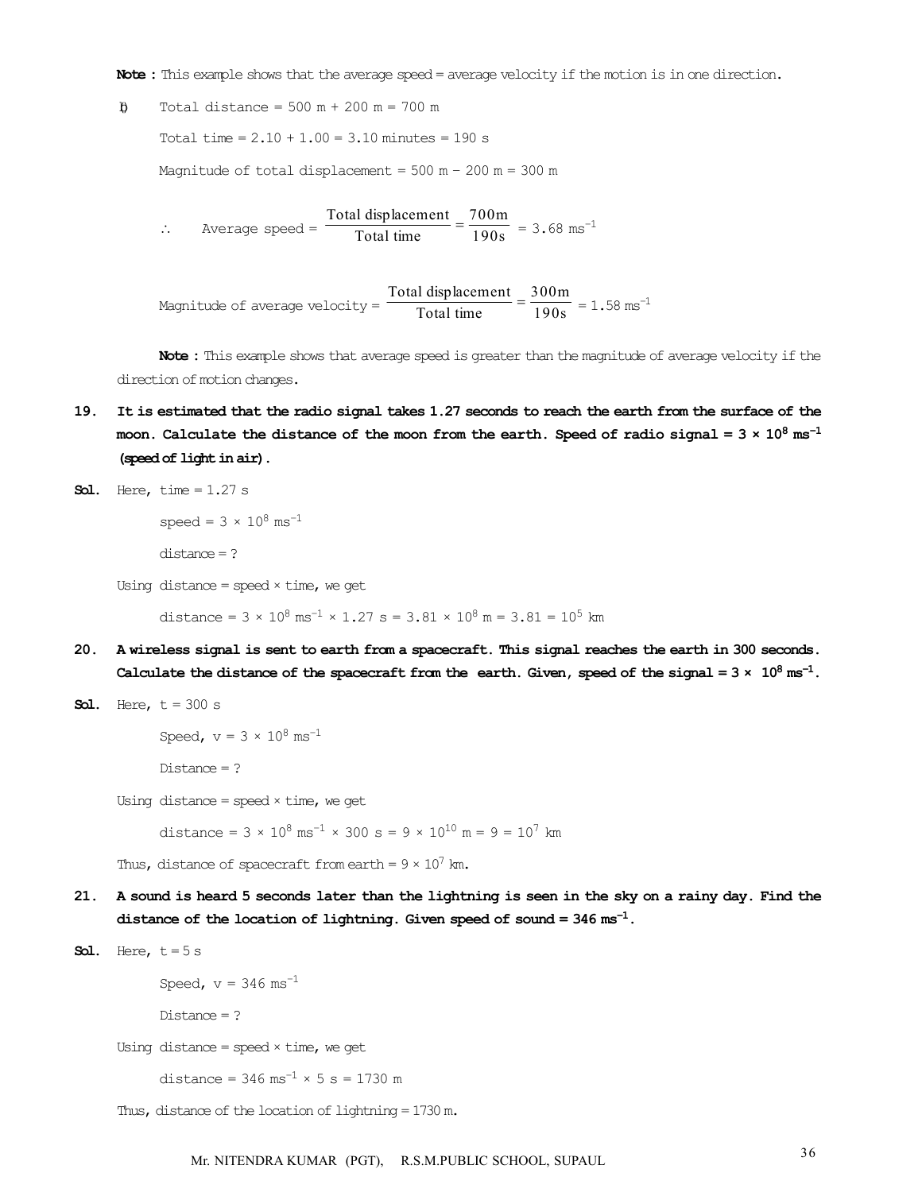**Note :** This example shows that the average speed = average velocity if the motion is in one direction.

b) Total distance = 500 m + 200 m = 700 m

Total time = 2.10 + 1.00 = 3.10 minutes = 190 s

Magnitude of total displacement = 500 m − 200 m = 300 m

$$\therefore \quad \text{Average speed} = \frac{\text{Total displacement}}{\text{Total time}} = \frac{700\text{m}}{190\text{s}} = 3.68 \text{ ms}^{-1}$$

$$\text{Magnitude of average velocity} = \frac{\text{Total displacement}}{\text{Total time}} = \frac{300\text{m}}{190\text{s}} = 1.58 \text{ ms}^{-1}$$

**Note :** This example shows that average speed is greater than the magnitude of average velocity if the direction of motion changes.

**19. It is estimated that the radio signal takes 1.27 seconds to reach the earth from the surface of the moon. Calculate the distance of the moon from the earth. Speed of radio signal = $3 \times 10^8$ ms$^{-1}$ (speed of light in air).**

**Sol.** Here, time = 1.27 s

speed = $3 \times 10^8$ ms$^{-1}$

distance = ?

Using distance = speed × time, we get

distance = $3 \times 10^8$ ms$^{-1}$ × 1.27 s = $3.81 \times 10^8$ m = $3.81 = 10^5$ km

**20. A wireless signal is sent to earth from a spacecraft. This signal reaches the earth in 300 seconds. Calculate the distance of the spacecraft from the earth. Given, speed of the signal = $3 \times 10^8$ ms$^{-1}$.**

**Sol.** Here, t = 300 s

Speed, v = $3 \times 10^8$ ms$^{-1}$

Distance = ?

Using distance = speed × time, we get

distance = $3 \times 10^8$ ms$^{-1}$ × 300 s = $9 \times 10^{10}$ m = $9 = 10^7$ km

Thus, distance of spacecraft from earth = $9 \times 10^7$ km.

**21. A sound is heard 5 seconds later than the lightning is seen in the sky on a rainy day. Find the distance of the location of lightning. Given speed of sound = 346 ms$^{-1}$.**

**Sol.** Here, t = 5 s

Speed, v = 346 ms$^{-1}$

Distance = ?

Using distance = speed × time, we get

distance = 346 ms$^{-1}$ × 5 s = 1730 m

Thus, distance of the location of lightning = 1730 m.

Mr. NITENDRA KUMAR (PGT), R.S.M.PUBLIC SCHOOL, SUPAUL